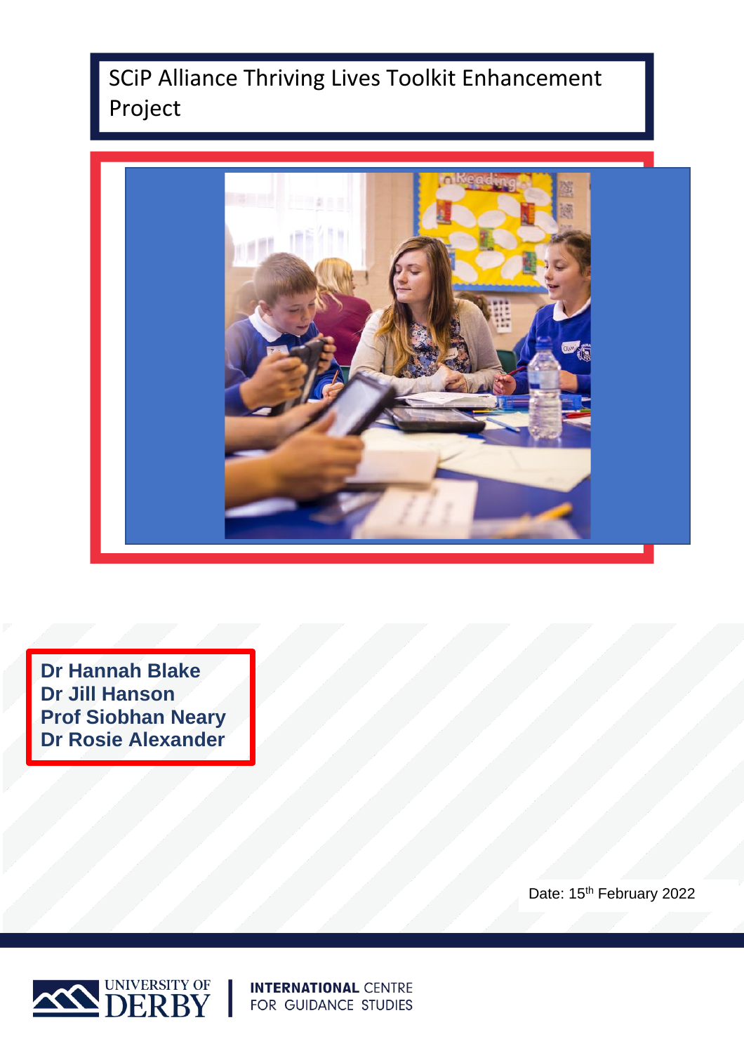# SCiP Alliance Thriving Lives Toolkit Enhancement Project

**Dr Hannah Blake**
**Dr Jill Hanson**
**Prof Siobhan Neary**
**Dr Rosie Alexander**

Date: 15th February 2022

UNIVERSITY OF DERBY | INTERNATIONAL CENTRE FOR GUIDANCE STUDIES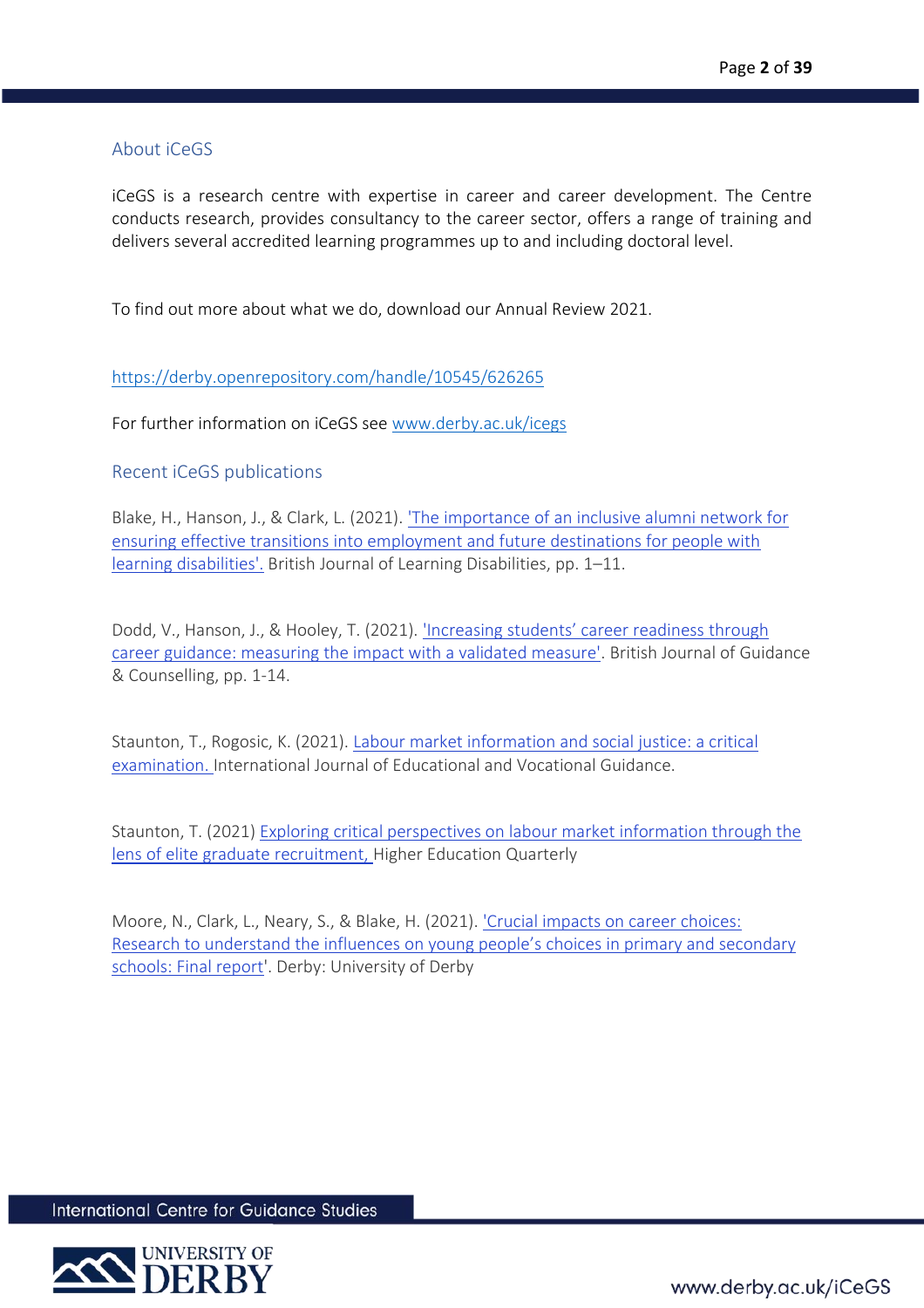## About iCeGS

iCeGS is a research centre with expertise in career and career development. The Centre conducts research, provides consultancy to the career sector, offers a range of training and delivers several accredited learning programmes up to and including doctoral level.

To find out more about what we do, download our Annual Review 2021.

https://derby.openrepository.com/handle/10545/626265

For further information on iCeGS see www.derby.ac.uk/icegs

## Recent iCeGS publications

Blake, H., Hanson, J., & Clark, L. (2021). 'The importance of an inclusive alumni network for ensuring effective transitions into employment and future destinations for people with learning disabilities'. British Journal of Learning Disabilities, pp. 1–11.

Dodd, V., Hanson, J., & Hooley, T. (2021). 'Increasing students' career readiness through career guidance: measuring the impact with a validated measure'. British Journal of Guidance & Counselling, pp. 1-14.

Staunton, T., Rogosic, K. (2021). Labour market information and social justice: a critical examination. International Journal of Educational and Vocational Guidance.

Staunton, T. (2021) Exploring critical perspectives on labour market information through the lens of elite graduate recruitment, Higher Education Quarterly

Moore, N., Clark, L., Neary, S., & Blake, H. (2021). 'Crucial impacts on career choices: Research to understand the influences on young people's choices in primary and secondary schools: Final report'. Derby: University of Derby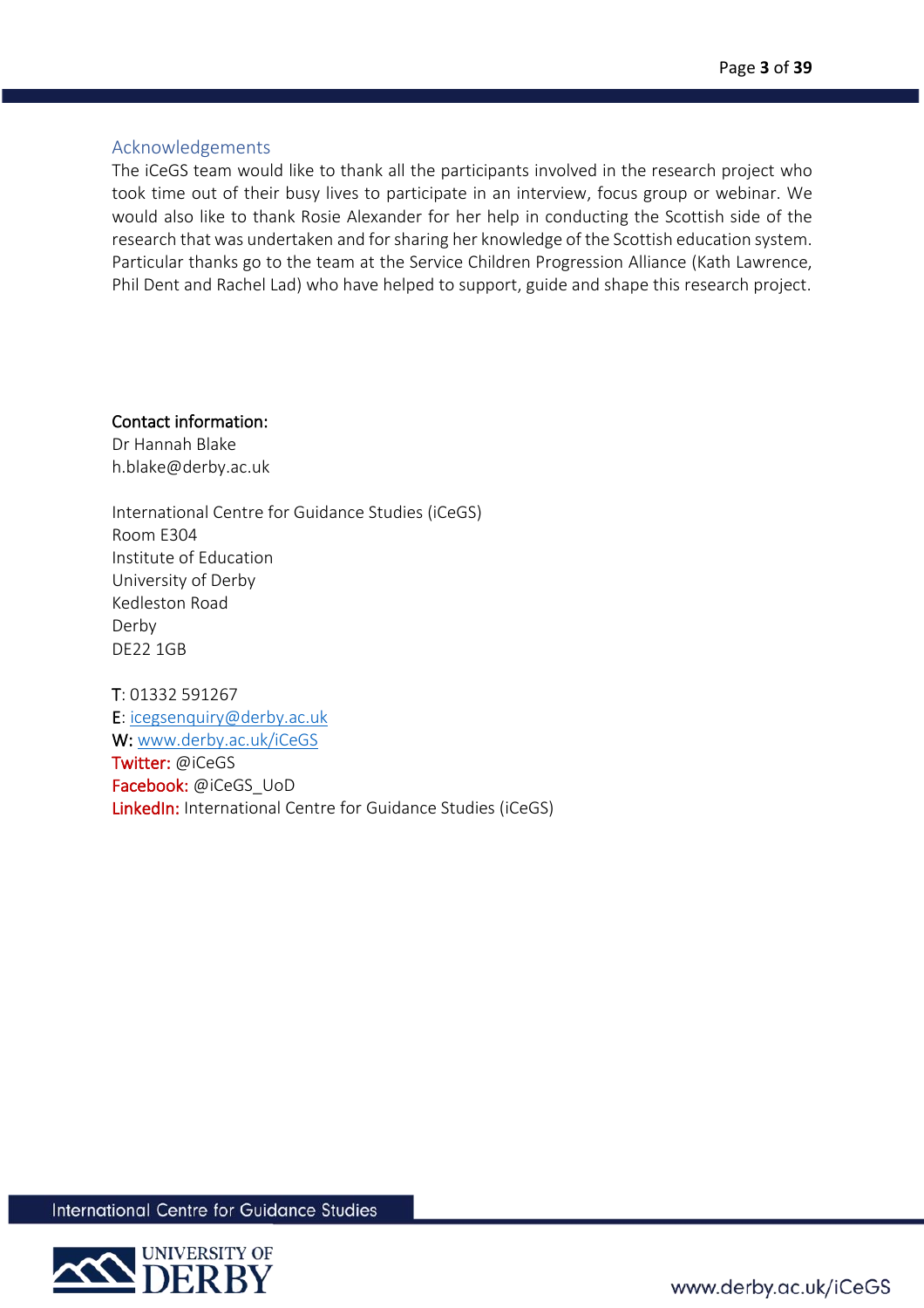## Acknowledgements

The iCeGS team would like to thank all the participants involved in the research project who took time out of their busy lives to participate in an interview, focus group or webinar. We would also like to thank Rosie Alexander for her help in conducting the Scottish side of the research that was undertaken and for sharing her knowledge of the Scottish education system. Particular thanks go to the team at the Service Children Progression Alliance (Kath Lawrence, Phil Dent and Rachel Lad) who have helped to support, guide and shape this research project.

**Contact information:**
Dr Hannah Blake
h.blake@derby.ac.uk

International Centre for Guidance Studies (iCeGS)
Room E304
Institute of Education
University of Derby
Kedleston Road
Derby
DE22 1GB

**T**: 01332 591267
**E**: icegsenquiry@derby.ac.uk
**W**: www.derby.ac.uk/iCeGS
**Twitter:** @iCeGS
**Facebook:** @iCeGS_UoD
**LinkedIn:** International Centre for Guidance Studies (iCeGS)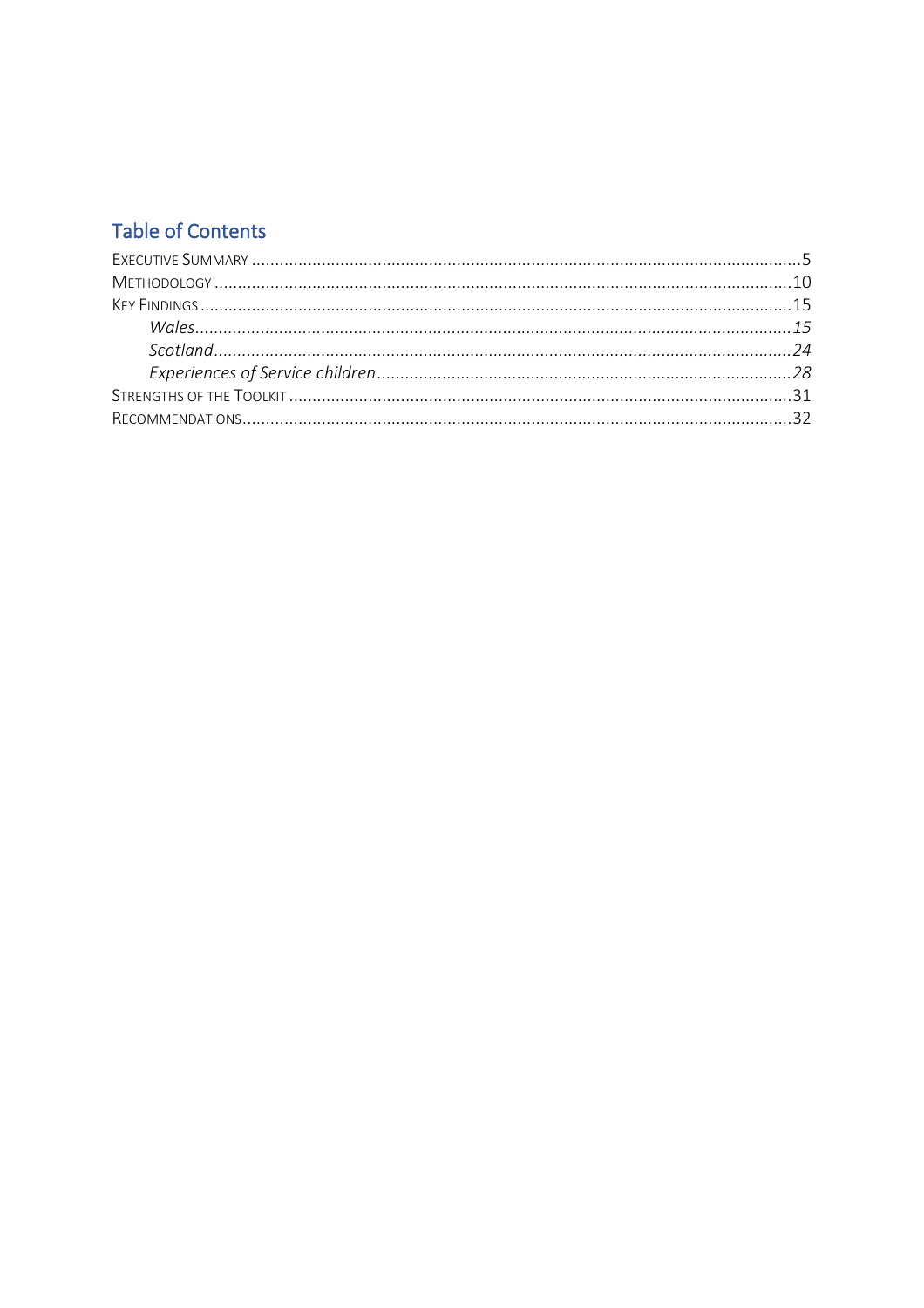## Table of Contents

Executive Summary .......... 5
Methodology .......... 10
Key Findings .......... 15
- *Wales* .......... *15*
- *Scotland* .......... *24*
- *Experiences of Service children* .......... *28*

Strengths of the Toolkit .......... 31
Recommendations .......... 32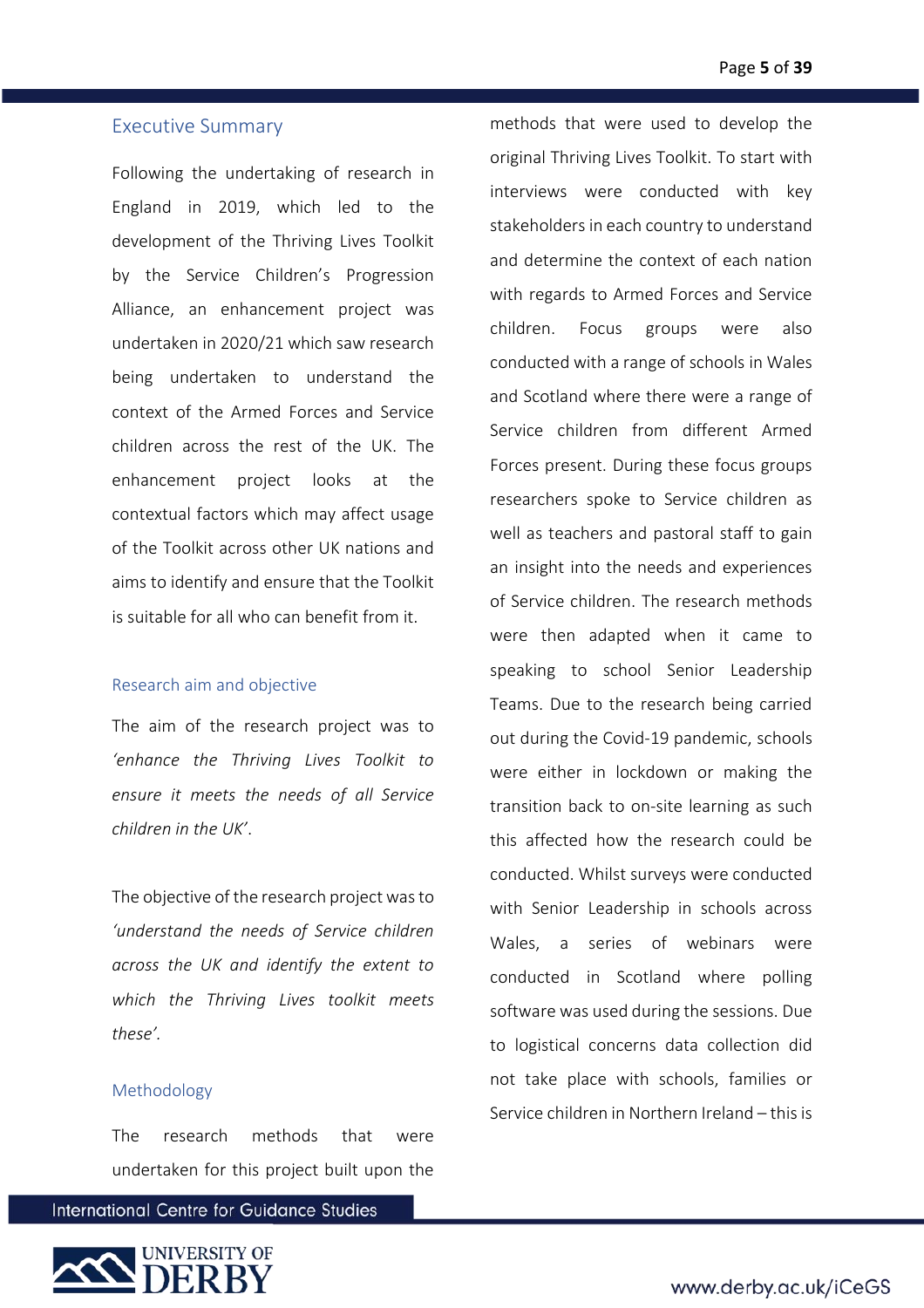## Executive Summary

Following the undertaking of research in England in 2019, which led to the development of the Thriving Lives Toolkit by the Service Children's Progression Alliance, an enhancement project was undertaken in 2020/21 which saw research being undertaken to understand the context of the Armed Forces and Service children across the rest of the UK. The enhancement project looks at the contextual factors which may affect usage of the Toolkit across other UK nations and aims to identify and ensure that the Toolkit is suitable for all who can benefit from it.

### Research aim and objective

The aim of the research project was to *'enhance the Thriving Lives Toolkit to ensure it meets the needs of all Service children in the UK'*.

The objective of the research project was to *'understand the needs of Service children across the UK and identify the extent to which the Thriving Lives toolkit meets these'*.

### Methodology

The research methods that were undertaken for this project built upon the methods that were used to develop the original Thriving Lives Toolkit. To start with interviews were conducted with key stakeholders in each country to understand and determine the context of each nation with regards to Armed Forces and Service children. Focus groups were also conducted with a range of schools in Wales and Scotland where there were a range of Service children from different Armed Forces present. During these focus groups researchers spoke to Service children as well as teachers and pastoral staff to gain an insight into the needs and experiences of Service children. The research methods were then adapted when it came to speaking to school Senior Leadership Teams. Due to the research being carried out during the Covid-19 pandemic, schools were either in lockdown or making the transition back to on-site learning as such this affected how the research could be conducted. Whilst surveys were conducted with Senior Leadership in schools across Wales, a series of webinars were conducted in Scotland where polling software was used during the sessions. Due to logistical concerns data collection did not take place with schools, families or Service children in Northern Ireland – this is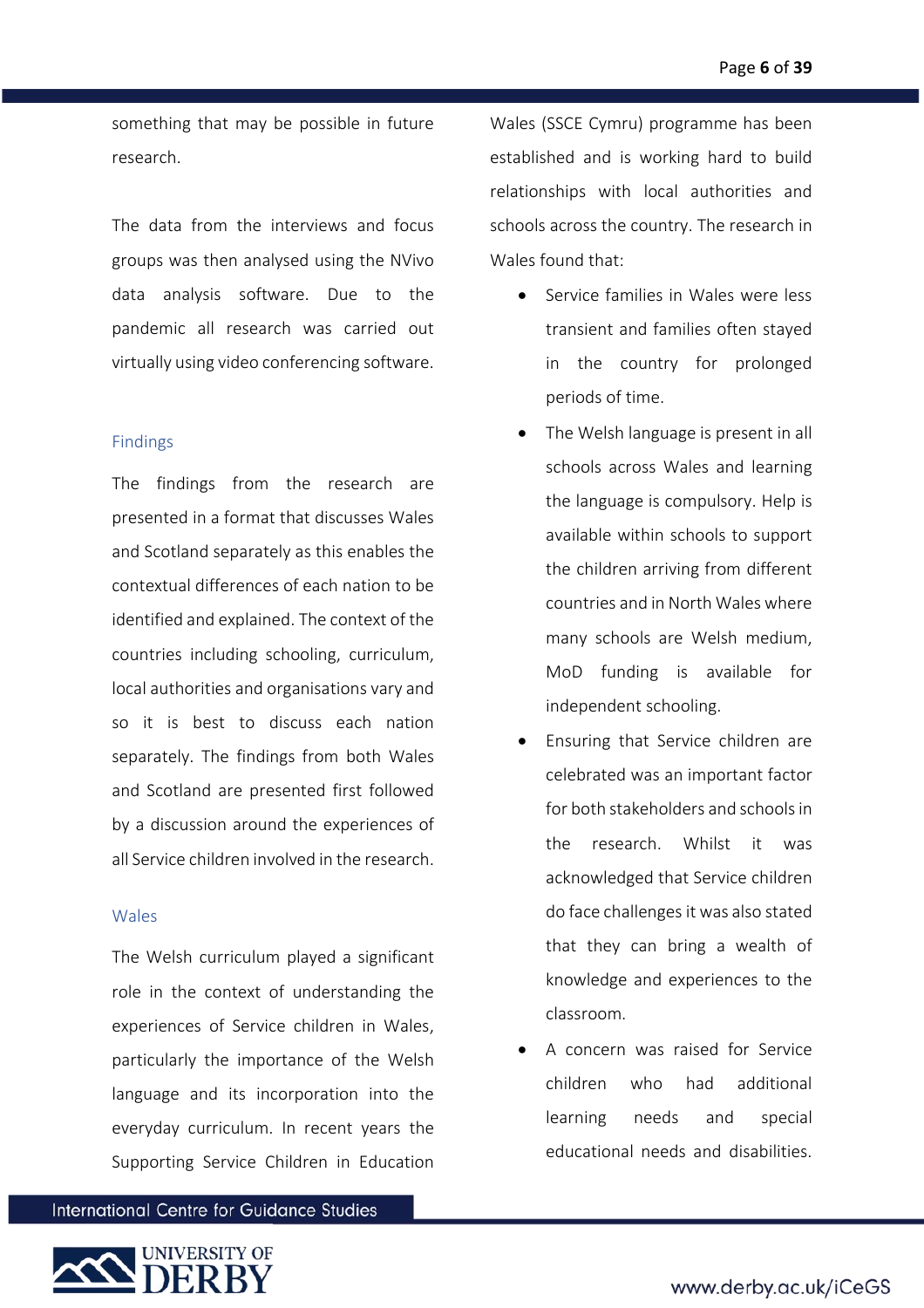something that may be possible in future research.

The data from the interviews and focus groups was then analysed using the NVivo data analysis software. Due to the pandemic all research was carried out virtually using video conferencing software.

## Findings

The findings from the research are presented in a format that discusses Wales and Scotland separately as this enables the contextual differences of each nation to be identified and explained. The context of the countries including schooling, curriculum, local authorities and organisations vary and so it is best to discuss each nation separately. The findings from both Wales and Scotland are presented first followed by a discussion around the experiences of all Service children involved in the research.

## Wales

The Welsh curriculum played a significant role in the context of understanding the experiences of Service children in Wales, particularly the importance of the Welsh language and its incorporation into the everyday curriculum. In recent years the Supporting Service Children in Education Wales (SSCE Cymru) programme has been established and is working hard to build relationships with local authorities and schools across the country. The research in Wales found that:

- Service families in Wales were less transient and families often stayed in the country for prolonged periods of time.
- The Welsh language is present in all schools across Wales and learning the language is compulsory. Help is available within schools to support the children arriving from different countries and in North Wales where many schools are Welsh medium, MoD funding is available for independent schooling.
- Ensuring that Service children are celebrated was an important factor for both stakeholders and schools in the research. Whilst it was acknowledged that Service children do face challenges it was also stated that they can bring a wealth of knowledge and experiences to the classroom.
- A concern was raised for Service children who had additional learning needs and special educational needs and disabilities.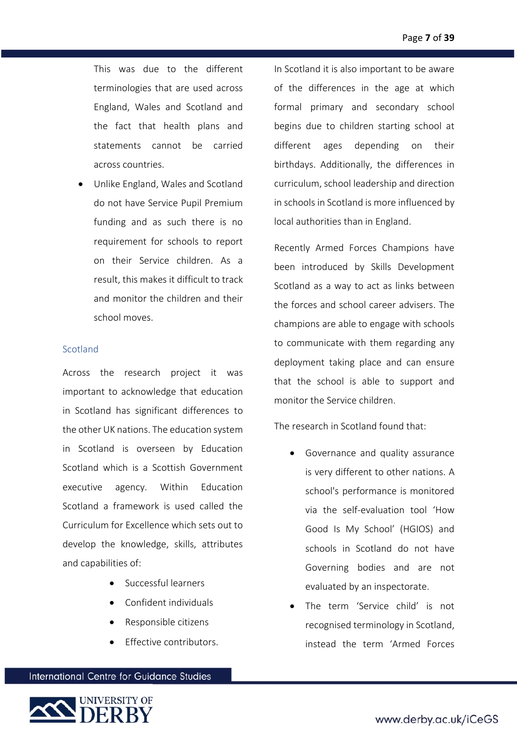This was due to the different terminologies that are used across England, Wales and Scotland and the fact that health plans and statements cannot be carried across countries.

- Unlike England, Wales and Scotland do not have Service Pupil Premium funding and as such there is no requirement for schools to report on their Service children. As a result, this makes it difficult to track and monitor the children and their school moves.

### Scotland

Across the research project it was important to acknowledge that education in Scotland has significant differences to the other UK nations. The education system in Scotland is overseen by Education Scotland which is a Scottish Government executive agency. Within Education Scotland a framework is used called the Curriculum for Excellence which sets out to develop the knowledge, skills, attributes and capabilities of:

- Successful learners
- Confident individuals
- Responsible citizens
- Effective contributors.

In Scotland it is also important to be aware of the differences in the age at which formal primary and secondary school begins due to children starting school at different ages depending on their birthdays. Additionally, the differences in curriculum, school leadership and direction in schools in Scotland is more influenced by local authorities than in England.

Recently Armed Forces Champions have been introduced by Skills Development Scotland as a way to act as links between the forces and school career advisers. The champions are able to engage with schools to communicate with them regarding any deployment taking place and can ensure that the school is able to support and monitor the Service children.

The research in Scotland found that:

- Governance and quality assurance is very different to other nations. A school's performance is monitored via the self-evaluation tool 'How Good Is My School' (HGIOS) and schools in Scotland do not have Governing bodies and are not evaluated by an inspectorate.
- The term 'Service child' is not recognised terminology in Scotland, instead the term 'Armed Forces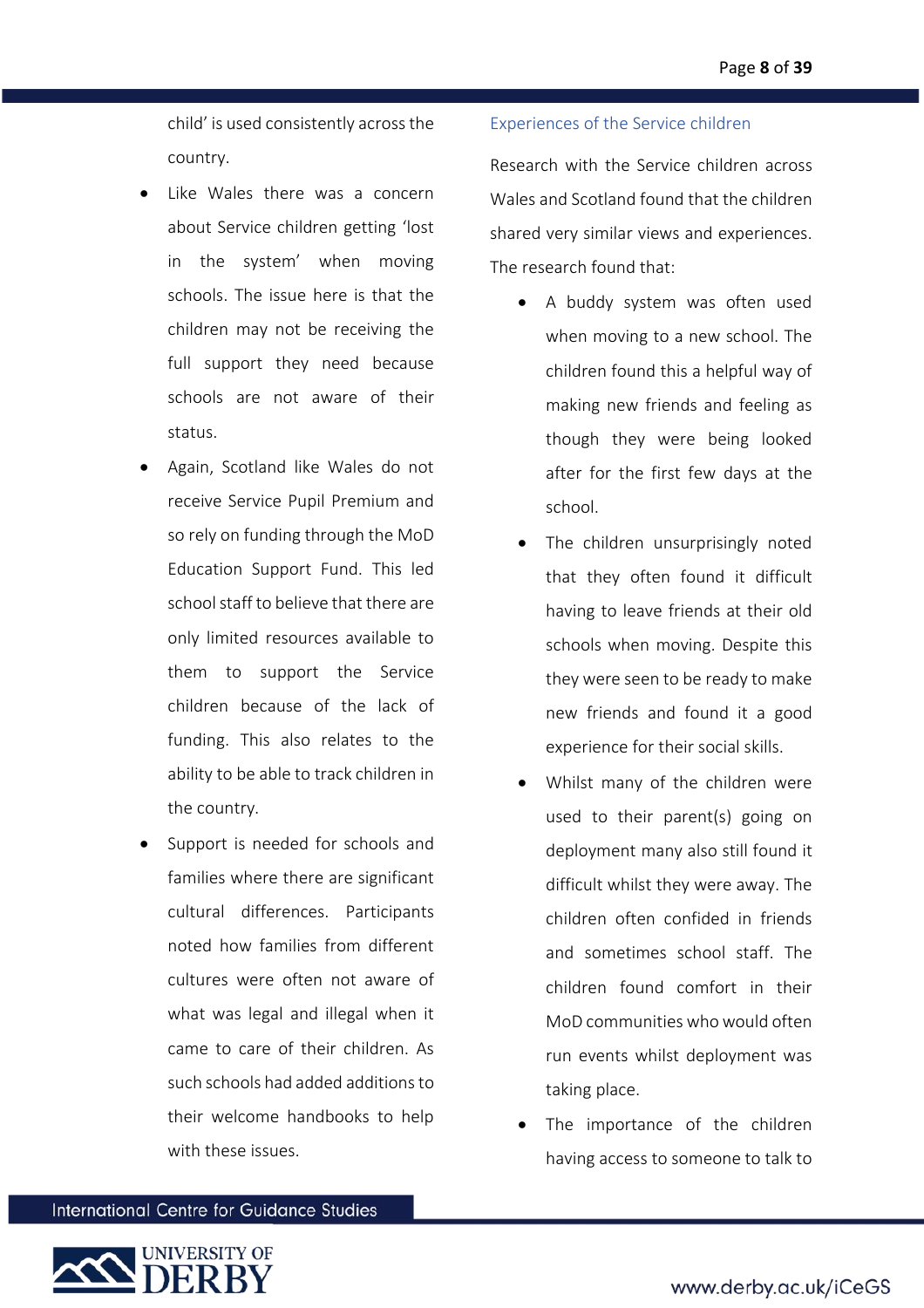child' is used consistently across the country.

- Like Wales there was a concern about Service children getting 'lost in the system' when moving schools. The issue here is that the children may not be receiving the full support they need because schools are not aware of their status.
- Again, Scotland like Wales do not receive Service Pupil Premium and so rely on funding through the MoD Education Support Fund. This led school staff to believe that there are only limited resources available to them to support the Service children because of the lack of funding. This also relates to the ability to be able to track children in the country.
- Support is needed for schools and families where there are significant cultural differences. Participants noted how families from different cultures were often not aware of what was legal and illegal when it came to care of their children. As such schools had added additions to their welcome handbooks to help with these issues.

## Experiences of the Service children

Research with the Service children across Wales and Scotland found that the children shared very similar views and experiences. The research found that:

- A buddy system was often used when moving to a new school. The children found this a helpful way of making new friends and feeling as though they were being looked after for the first few days at the school.
- The children unsurprisingly noted that they often found it difficult having to leave friends at their old schools when moving. Despite this they were seen to be ready to make new friends and found it a good experience for their social skills.
- Whilst many of the children were used to their parent(s) going on deployment many also still found it difficult whilst they were away. The children often confided in friends and sometimes school staff. The children found comfort in their MoD communities who would often run events whilst deployment was taking place.
- The importance of the children having access to someone to talk to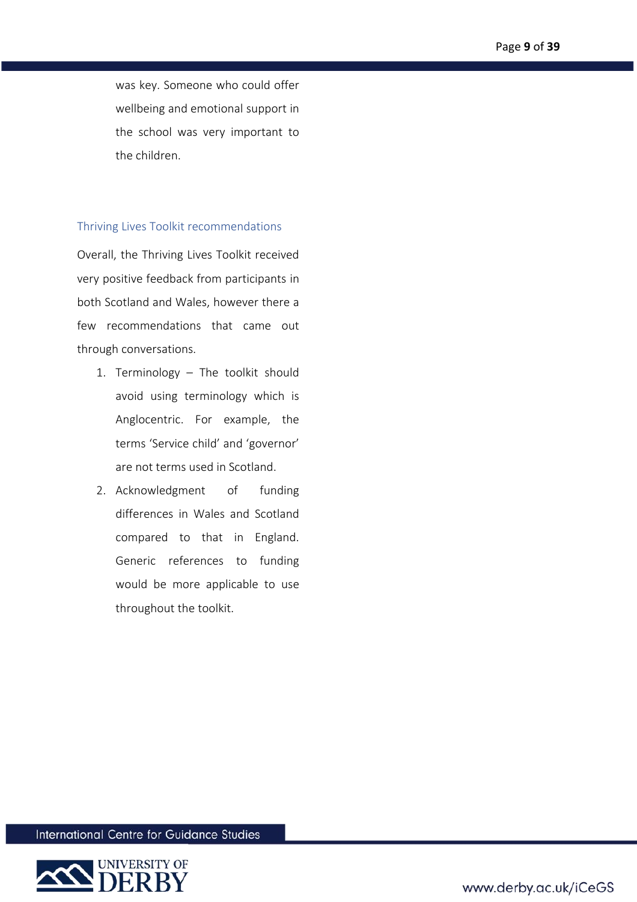was key. Someone who could offer wellbeing and emotional support in the school was very important to the children.

## Thriving Lives Toolkit recommendations

Overall, the Thriving Lives Toolkit received very positive feedback from participants in both Scotland and Wales, however there a few recommendations that came out through conversations.

1. Terminology – The toolkit should avoid using terminology which is Anglocentric. For example, the terms 'Service child' and 'governor' are not terms used in Scotland.
2. Acknowledgment of funding differences in Wales and Scotland compared to that in England. Generic references to funding would be more applicable to use throughout the toolkit.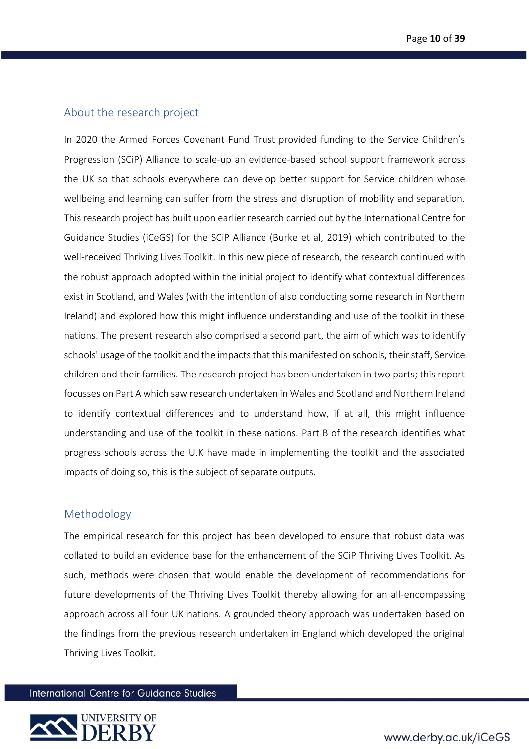## About the research project

In 2020 the Armed Forces Covenant Fund Trust provided funding to the Service Children's Progression (SCiP) Alliance to scale-up an evidence-based school support framework across the UK so that schools everywhere can develop better support for Service children whose wellbeing and learning can suffer from the stress and disruption of mobility and separation. This research project has built upon earlier research carried out by the International Centre for Guidance Studies (iCeGS) for the SCiP Alliance (Burke et al, 2019) which contributed to the well-received Thriving Lives Toolkit. In this new piece of research, the research continued with the robust approach adopted within the initial project to identify what contextual differences exist in Scotland, and Wales (with the intention of also conducting some research in Northern Ireland) and explored how this might influence understanding and use of the toolkit in these nations. The present research also comprised a second part, the aim of which was to identify schools' usage of the toolkit and the impacts that this manifested on schools, their staff, Service children and their families. The research project has been undertaken in two parts; this report focusses on Part A which saw research undertaken in Wales and Scotland and Northern Ireland to identify contextual differences and to understand how, if at all, this might influence understanding and use of the toolkit in these nations. Part B of the research identifies what progress schools across the U.K have made in implementing the toolkit and the associated impacts of doing so, this is the subject of separate outputs.

## Methodology

The empirical research for this project has been developed to ensure that robust data was collated to build an evidence base for the enhancement of the SCiP Thriving Lives Toolkit. As such, methods were chosen that would enable the development of recommendations for future developments of the Thriving Lives Toolkit thereby allowing for an all-encompassing approach across all four UK nations. A grounded theory approach was undertaken based on the findings from the previous research undertaken in England which developed the original Thriving Lives Toolkit.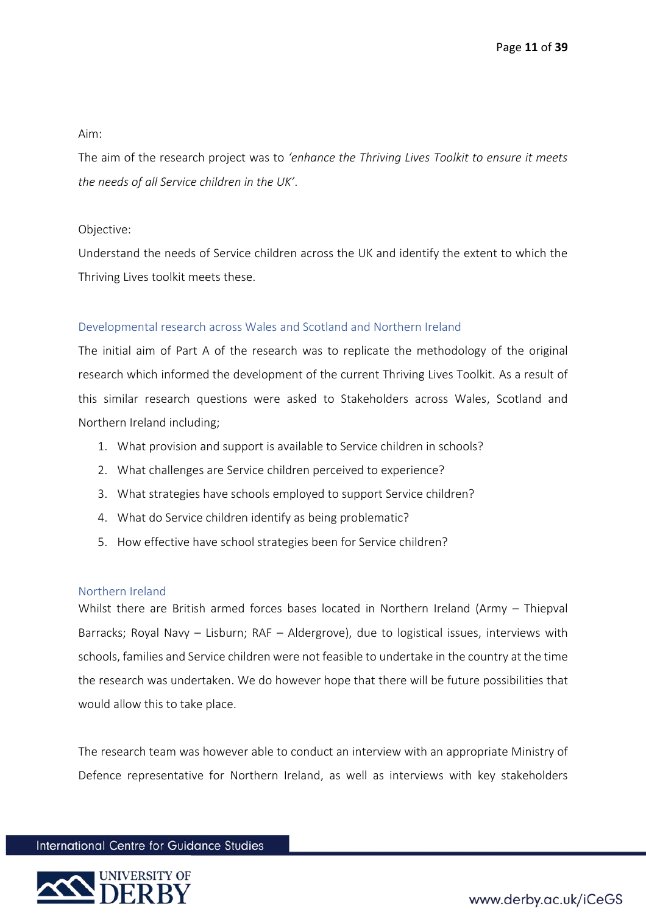Aim:

The aim of the research project was to *'enhance the Thriving Lives Toolkit to ensure it meets the needs of all Service children in the UK'*.

Objective:

Understand the needs of Service children across the UK and identify the extent to which the Thriving Lives toolkit meets these.

## Developmental research across Wales and Scotland and Northern Ireland

The initial aim of Part A of the research was to replicate the methodology of the original research which informed the development of the current Thriving Lives Toolkit. As a result of this similar research questions were asked to Stakeholders across Wales, Scotland and Northern Ireland including;

1. What provision and support is available to Service children in schools?
2. What challenges are Service children perceived to experience?
3. What strategies have schools employed to support Service children?
4. What do Service children identify as being problematic?
5. How effective have school strategies been for Service children?

## Northern Ireland

Whilst there are British armed forces bases located in Northern Ireland (Army – Thiepval Barracks; Royal Navy – Lisburn; RAF – Aldergrove), due to logistical issues, interviews with schools, families and Service children were not feasible to undertake in the country at the time the research was undertaken. We do however hope that there will be future possibilities that would allow this to take place.

The research team was however able to conduct an interview with an appropriate Ministry of Defence representative for Northern Ireland, as well as interviews with key stakeholders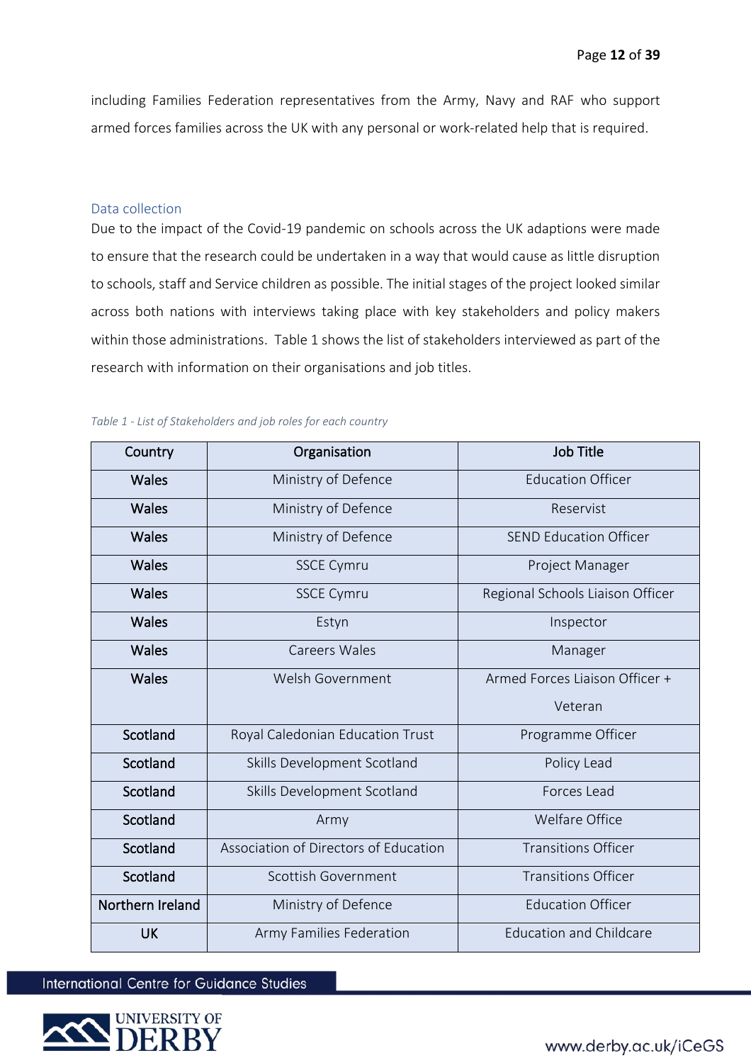including Families Federation representatives from the Army, Navy and RAF who support armed forces families across the UK with any personal or work-related help that is required.

## Data collection

Due to the impact of the Covid-19 pandemic on schools across the UK adaptions were made to ensure that the research could be undertaken in a way that would cause as little disruption to schools, staff and Service children as possible. The initial stages of the project looked similar across both nations with interviews taking place with key stakeholders and policy makers within those administrations. Table 1 shows the list of stakeholders interviewed as part of the research with information on their organisations and job titles.

*Table 1 - List of Stakeholders and job roles for each country*

| Country | Organisation | Job Title |
|---|---|---|
| Wales | Ministry of Defence | Education Officer |
| Wales | Ministry of Defence | Reservist |
| Wales | Ministry of Defence | SEND Education Officer |
| Wales | SSCE Cymru | Project Manager |
| Wales | SSCE Cymru | Regional Schools Liaison Officer |
| Wales | Estyn | Inspector |
| Wales | Careers Wales | Manager |
| Wales | Welsh Government | Armed Forces Liaison Officer + Veteran |
| Scotland | Royal Caledonian Education Trust | Programme Officer |
| Scotland | Skills Development Scotland | Policy Lead |
| Scotland | Skills Development Scotland | Forces Lead |
| Scotland | Army | Welfare Office |
| Scotland | Association of Directors of Education | Transitions Officer |
| Scotland | Scottish Government | Transitions Officer |
| Northern Ireland | Ministry of Defence | Education Officer |
| UK | Army Families Federation | Education and Childcare |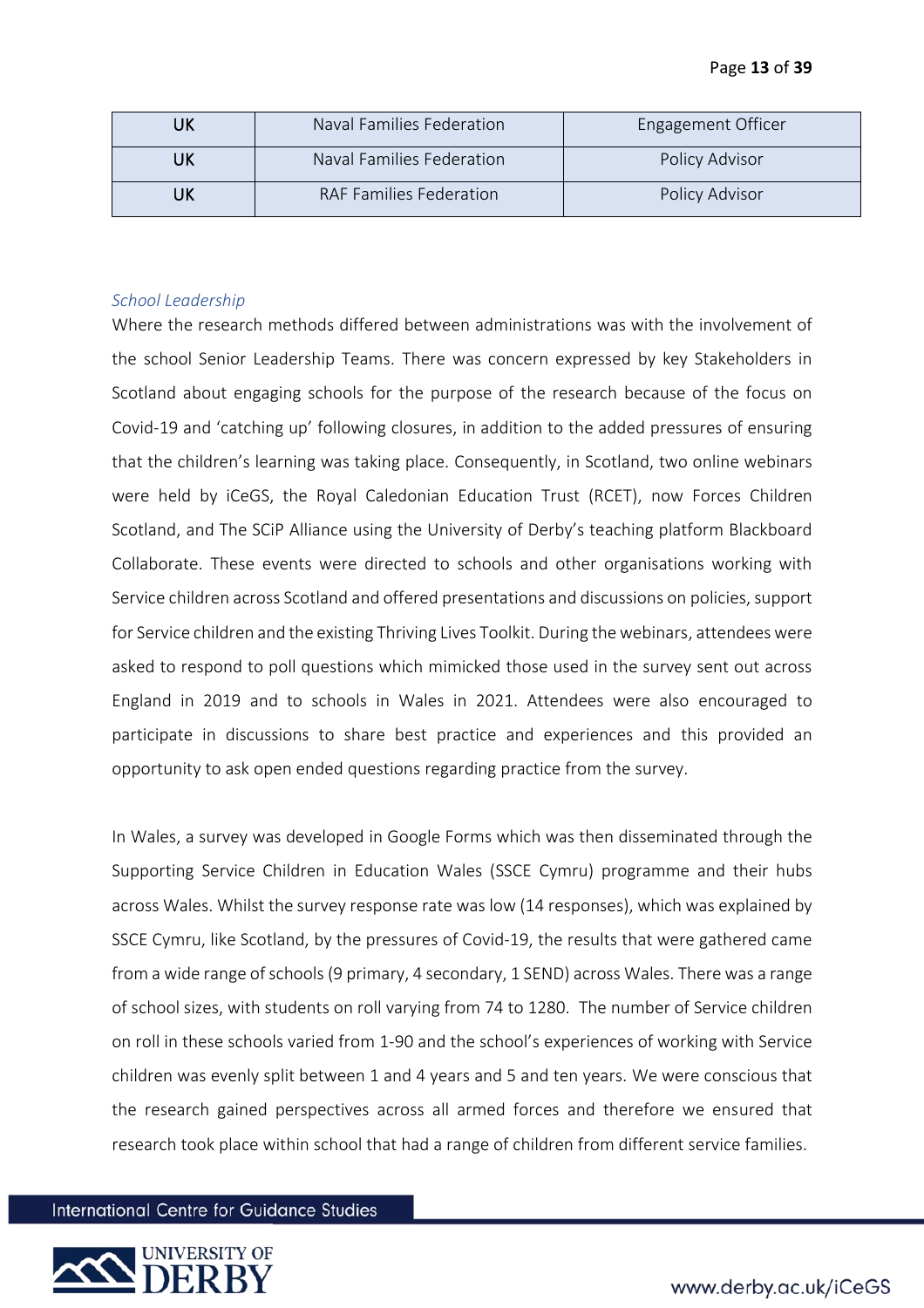| UK | Naval Families Federation | Engagement Officer |
|---|---|---|
| UK | Naval Families Federation | Policy Advisor |
| UK | RAF Families Federation | Policy Advisor |

*School Leadership*

Where the research methods differed between administrations was with the involvement of the school Senior Leadership Teams. There was concern expressed by key Stakeholders in Scotland about engaging schools for the purpose of the research because of the focus on Covid-19 and 'catching up' following closures, in addition to the added pressures of ensuring that the children's learning was taking place. Consequently, in Scotland, two online webinars were held by iCeGS, the Royal Caledonian Education Trust (RCET), now Forces Children Scotland, and The SCiP Alliance using the University of Derby's teaching platform Blackboard Collaborate. These events were directed to schools and other organisations working with Service children across Scotland and offered presentations and discussions on policies, support for Service children and the existing Thriving Lives Toolkit. During the webinars, attendees were asked to respond to poll questions which mimicked those used in the survey sent out across England in 2019 and to schools in Wales in 2021. Attendees were also encouraged to participate in discussions to share best practice and experiences and this provided an opportunity to ask open ended questions regarding practice from the survey.

In Wales, a survey was developed in Google Forms which was then disseminated through the Supporting Service Children in Education Wales (SSCE Cymru) programme and their hubs across Wales. Whilst the survey response rate was low (14 responses), which was explained by SSCE Cymru, like Scotland, by the pressures of Covid-19, the results that were gathered came from a wide range of schools (9 primary, 4 secondary, 1 SEND) across Wales. There was a range of school sizes, with students on roll varying from 74 to 1280. The number of Service children on roll in these schools varied from 1-90 and the school's experiences of working with Service children was evenly split between 1 and 4 years and 5 and ten years. We were conscious that the research gained perspectives across all armed forces and therefore we ensured that research took place within school that had a range of children from different service families.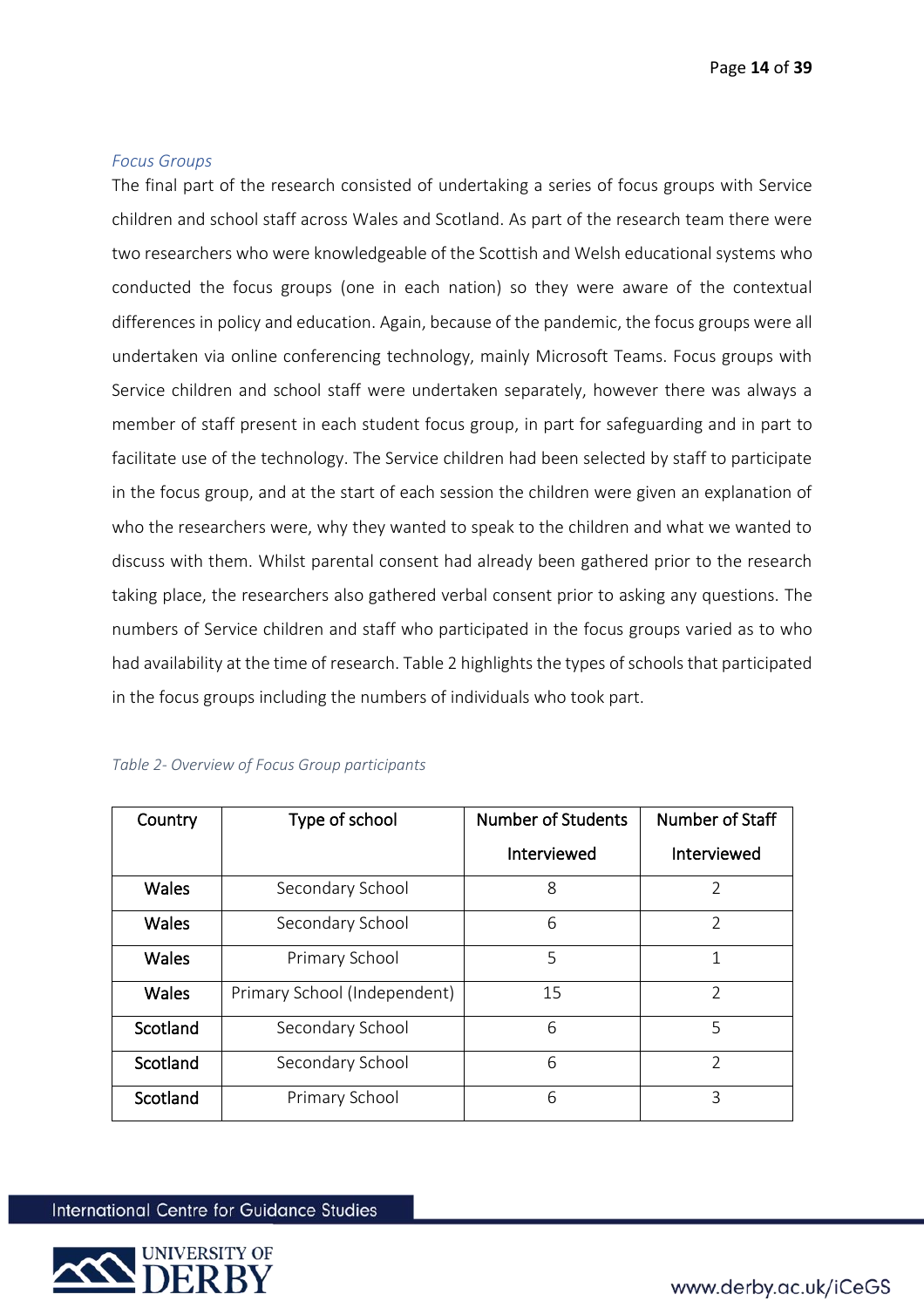*Focus Groups*

The final part of the research consisted of undertaking a series of focus groups with Service children and school staff across Wales and Scotland. As part of the research team there were two researchers who were knowledgeable of the Scottish and Welsh educational systems who conducted the focus groups (one in each nation) so they were aware of the contextual differences in policy and education. Again, because of the pandemic, the focus groups were all undertaken via online conferencing technology, mainly Microsoft Teams. Focus groups with Service children and school staff were undertaken separately, however there was always a member of staff present in each student focus group, in part for safeguarding and in part to facilitate use of the technology. The Service children had been selected by staff to participate in the focus group, and at the start of each session the children were given an explanation of who the researchers were, why they wanted to speak to the children and what we wanted to discuss with them. Whilst parental consent had already been gathered prior to the research taking place, the researchers also gathered verbal consent prior to asking any questions. The numbers of Service children and staff who participated in the focus groups varied as to who had availability at the time of research. Table 2 highlights the types of schools that participated in the focus groups including the numbers of individuals who took part.

*Table 2- Overview of Focus Group participants*

| Country | Type of school | Number of Students Interviewed | Number of Staff Interviewed |
|---|---|---|---|
| Wales | Secondary School | 8 | 2 |
| Wales | Secondary School | 6 | 2 |
| Wales | Primary School | 5 | 1 |
| Wales | Primary School (Independent) | 15 | 2 |
| Scotland | Secondary School | 6 | 5 |
| Scotland | Secondary School | 6 | 2 |
| Scotland | Primary School | 6 | 3 |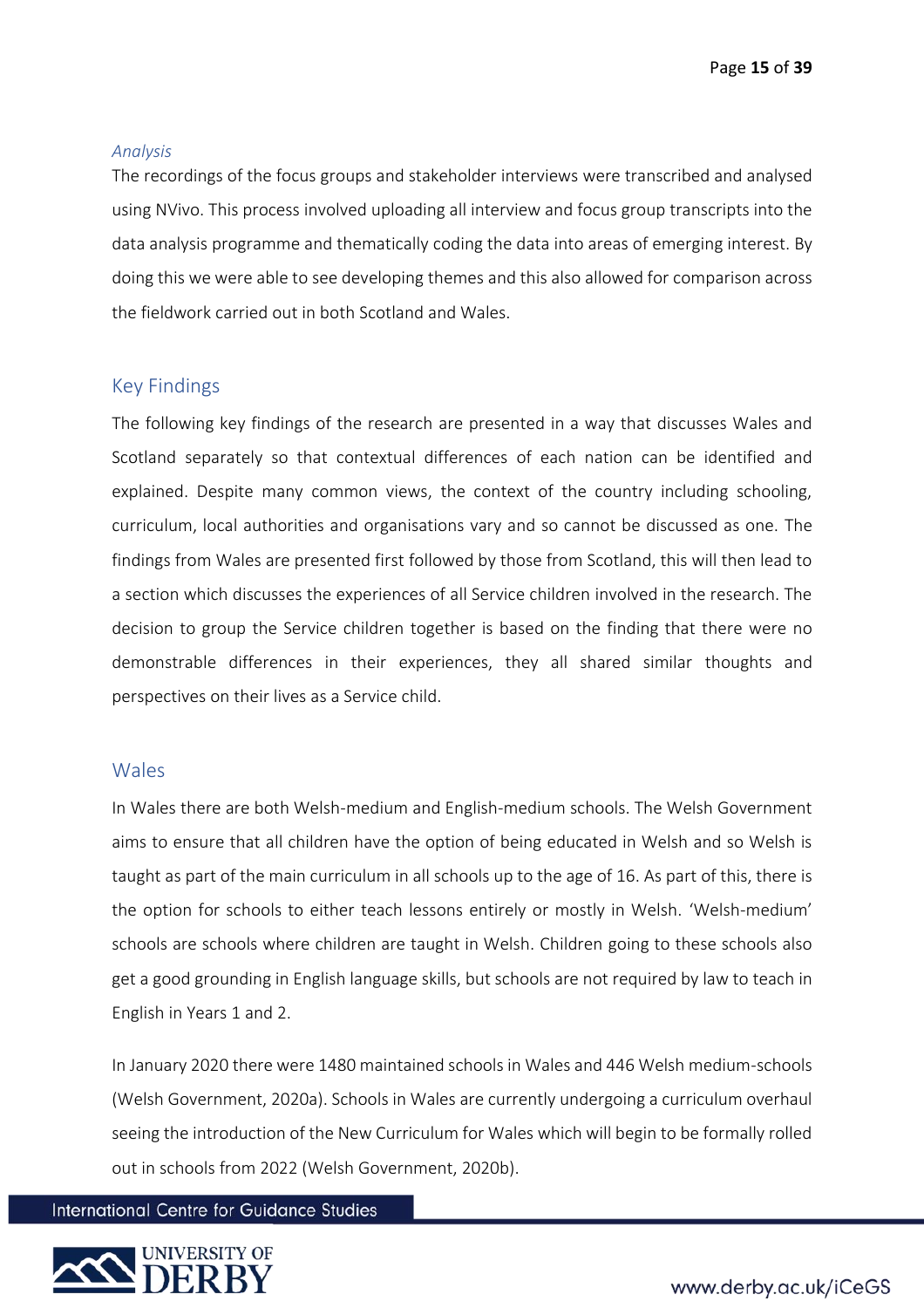*Analysis*

The recordings of the focus groups and stakeholder interviews were transcribed and analysed using NVivo. This process involved uploading all interview and focus group transcripts into the data analysis programme and thematically coding the data into areas of emerging interest. By doing this we were able to see developing themes and this also allowed for comparison across the fieldwork carried out in both Scotland and Wales.

## Key Findings

The following key findings of the research are presented in a way that discusses Wales and Scotland separately so that contextual differences of each nation can be identified and explained. Despite many common views, the context of the country including schooling, curriculum, local authorities and organisations vary and so cannot be discussed as one. The findings from Wales are presented first followed by those from Scotland, this will then lead to a section which discusses the experiences of all Service children involved in the research. The decision to group the Service children together is based on the finding that there were no demonstrable differences in their experiences, they all shared similar thoughts and perspectives on their lives as a Service child.

## Wales

In Wales there are both Welsh-medium and English-medium schools. The Welsh Government aims to ensure that all children have the option of being educated in Welsh and so Welsh is taught as part of the main curriculum in all schools up to the age of 16. As part of this, there is the option for schools to either teach lessons entirely or mostly in Welsh. 'Welsh-medium' schools are schools where children are taught in Welsh. Children going to these schools also get a good grounding in English language skills, but schools are not required by law to teach in English in Years 1 and 2.

In January 2020 there were 1480 maintained schools in Wales and 446 Welsh medium-schools (Welsh Government, 2020a). Schools in Wales are currently undergoing a curriculum overhaul seeing the introduction of the New Curriculum for Wales which will begin to be formally rolled out in schools from 2022 (Welsh Government, 2020b).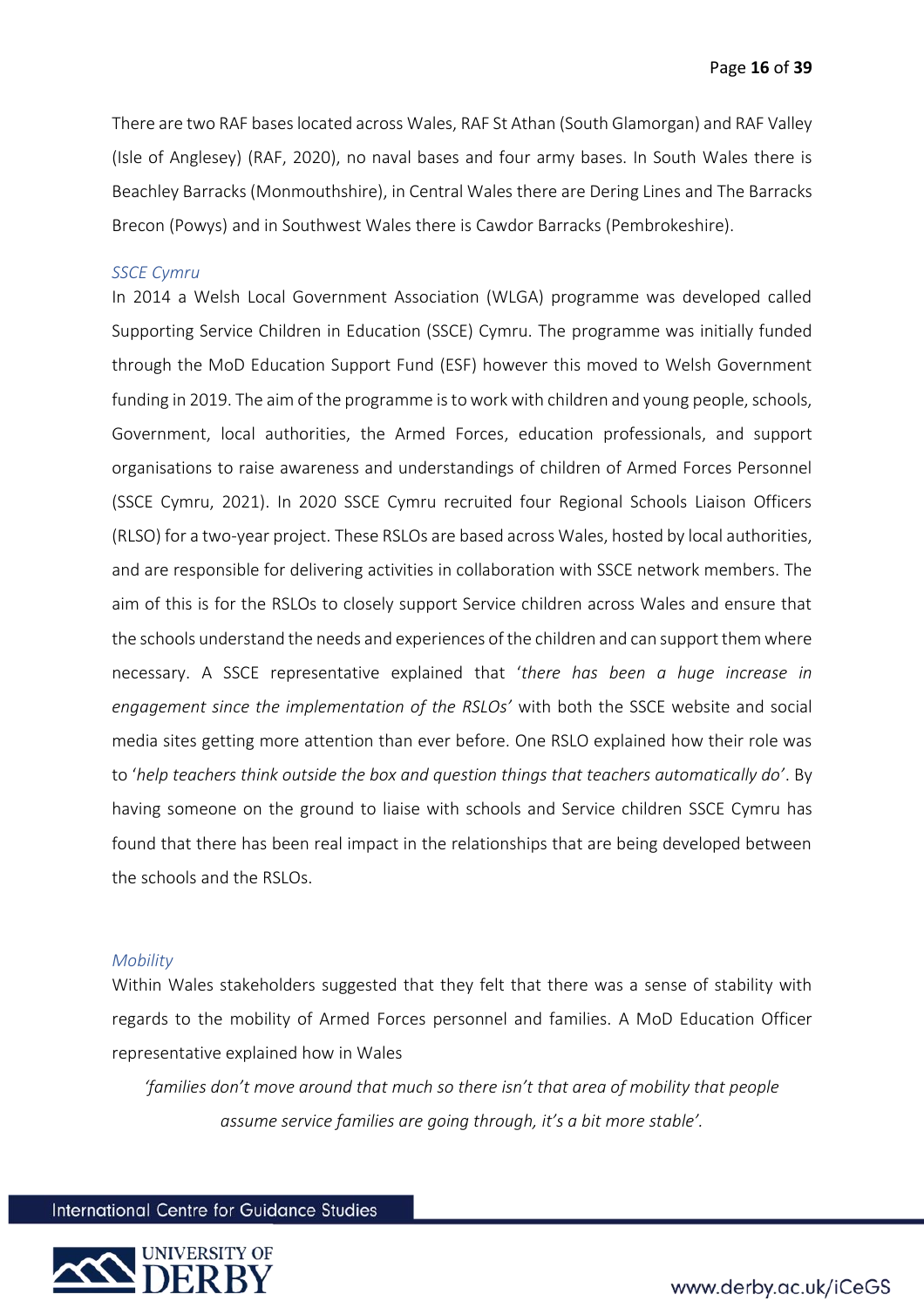There are two RAF bases located across Wales, RAF St Athan (South Glamorgan) and RAF Valley (Isle of Anglesey) (RAF, 2020), no naval bases and four army bases. In South Wales there is Beachley Barracks (Monmouthshire), in Central Wales there are Dering Lines and The Barracks Brecon (Powys) and in Southwest Wales there is Cawdor Barracks (Pembrokeshire).

### *SSCE Cymru*

In 2014 a Welsh Local Government Association (WLGA) programme was developed called Supporting Service Children in Education (SSCE) Cymru. The programme was initially funded through the MoD Education Support Fund (ESF) however this moved to Welsh Government funding in 2019. The aim of the programme is to work with children and young people, schools, Government, local authorities, the Armed Forces, education professionals, and support organisations to raise awareness and understandings of children of Armed Forces Personnel (SSCE Cymru, 2021). In 2020 SSCE Cymru recruited four Regional Schools Liaison Officers (RLSO) for a two-year project. These RSLOs are based across Wales, hosted by local authorities, and are responsible for delivering activities in collaboration with SSCE network members. The aim of this is for the RSLOs to closely support Service children across Wales and ensure that the schools understand the needs and experiences of the children and can support them where necessary. A SSCE representative explained that '*there has been a huge increase in engagement since the implementation of the RSLOs*' with both the SSCE website and social media sites getting more attention than ever before. One RSLO explained how their role was to '*help teachers think outside the box and question things that teachers automatically do*'. By having someone on the ground to liaise with schools and Service children SSCE Cymru has found that there has been real impact in the relationships that are being developed between the schools and the RSLOs.

### *Mobility*

Within Wales stakeholders suggested that they felt that there was a sense of stability with regards to the mobility of Armed Forces personnel and families. A MoD Education Officer representative explained how in Wales

> *'families don't move around that much so there isn't that area of mobility that people assume service families are going through, it's a bit more stable'.*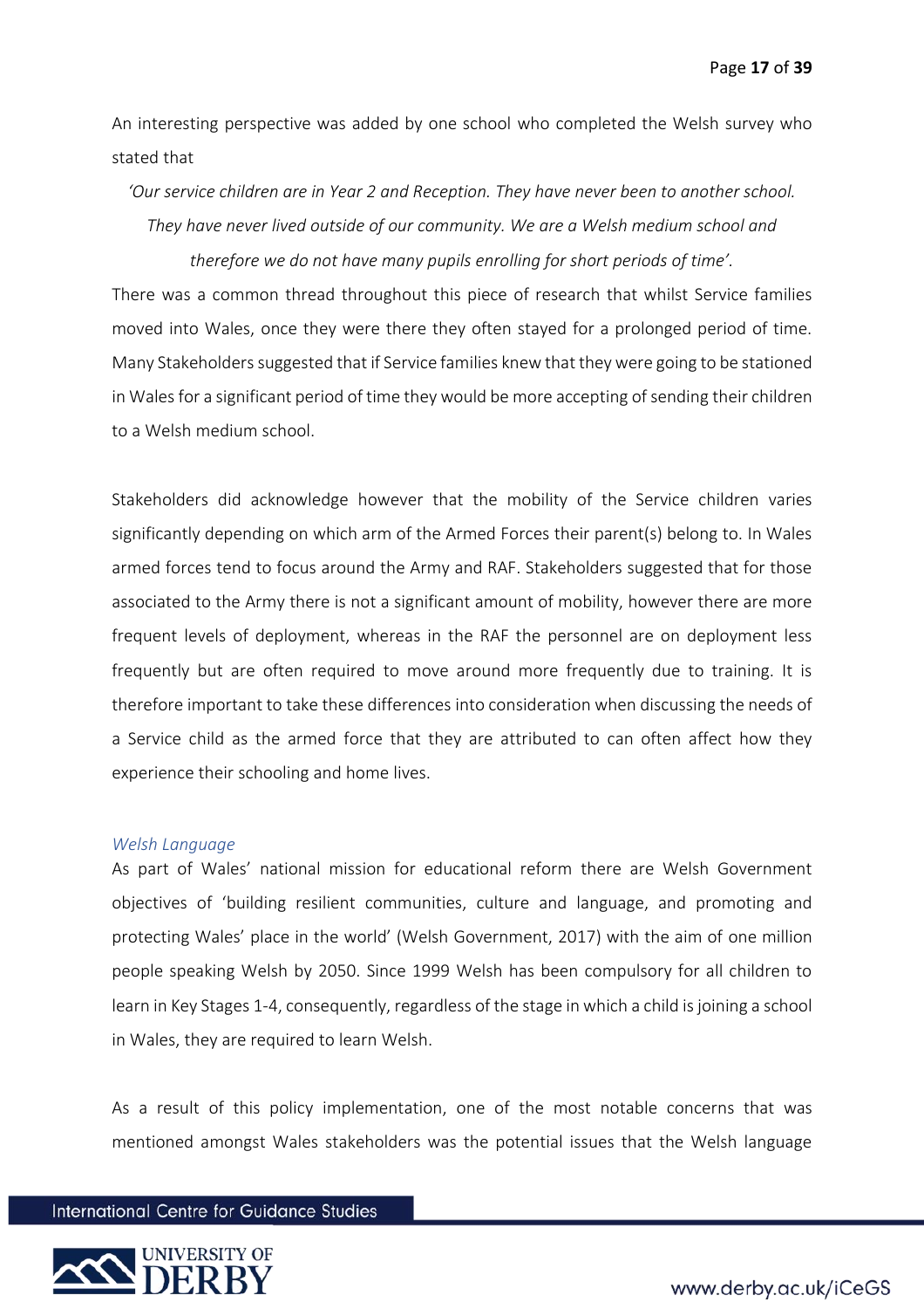An interesting perspective was added by one school who completed the Welsh survey who stated that

*'Our service children are in Year 2 and Reception. They have never been to another school. They have never lived outside of our community. We are a Welsh medium school and therefore we do not have many pupils enrolling for short periods of time'.*

There was a common thread throughout this piece of research that whilst Service families moved into Wales, once they were there they often stayed for a prolonged period of time. Many Stakeholders suggested that if Service families knew that they were going to be stationed in Wales for a significant period of time they would be more accepting of sending their children to a Welsh medium school.

Stakeholders did acknowledge however that the mobility of the Service children varies significantly depending on which arm of the Armed Forces their parent(s) belong to. In Wales armed forces tend to focus around the Army and RAF. Stakeholders suggested that for those associated to the Army there is not a significant amount of mobility, however there are more frequent levels of deployment, whereas in the RAF the personnel are on deployment less frequently but are often required to move around more frequently due to training. It is therefore important to take these differences into consideration when discussing the needs of a Service child as the armed force that they are attributed to can often affect how they experience their schooling and home lives.

### *Welsh Language*

As part of Wales' national mission for educational reform there are Welsh Government objectives of 'building resilient communities, culture and language, and promoting and protecting Wales' place in the world' (Welsh Government, 2017) with the aim of one million people speaking Welsh by 2050. Since 1999 Welsh has been compulsory for all children to learn in Key Stages 1-4, consequently, regardless of the stage in which a child is joining a school in Wales, they are required to learn Welsh.

As a result of this policy implementation, one of the most notable concerns that was mentioned amongst Wales stakeholders was the potential issues that the Welsh language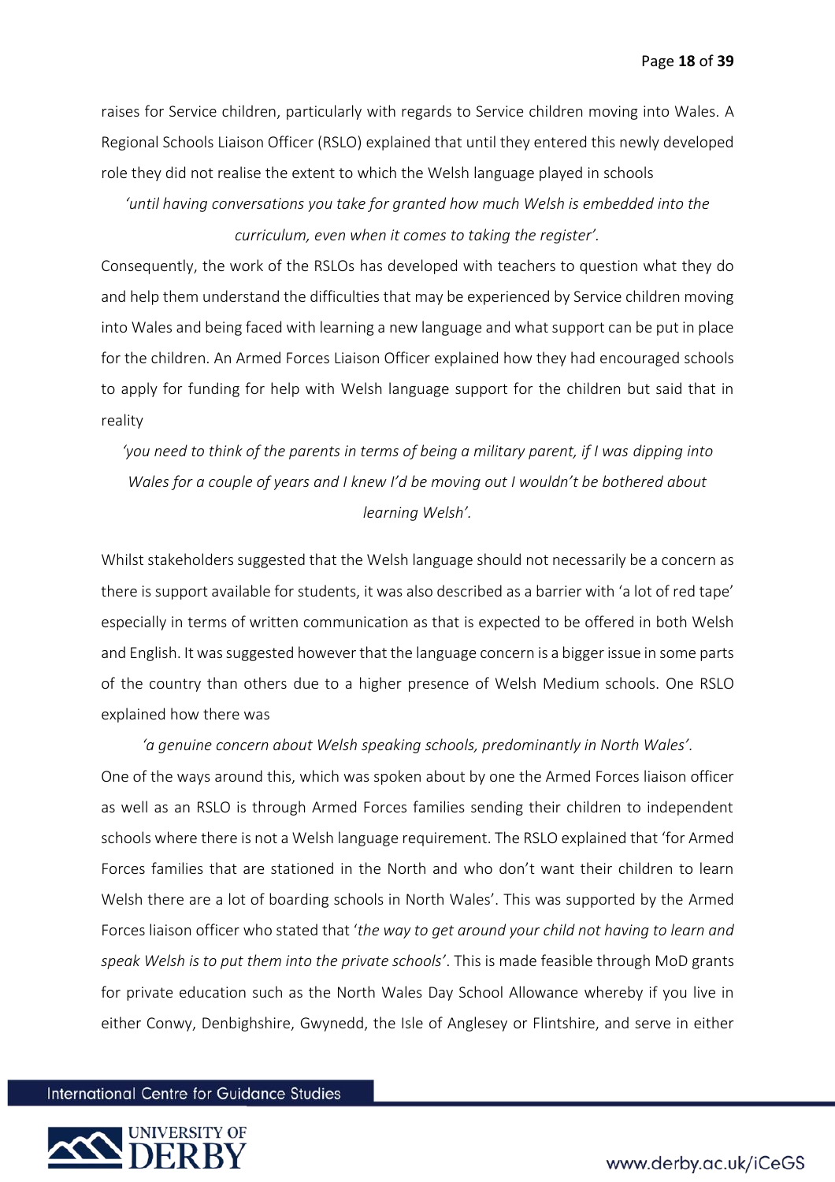raises for Service children, particularly with regards to Service children moving into Wales. A Regional Schools Liaison Officer (RSLO) explained that until they entered this newly developed role they did not realise the extent to which the Welsh language played in schools

*'until having conversations you take for granted how much Welsh is embedded into the curriculum, even when it comes to taking the register'.*

Consequently, the work of the RSLOs has developed with teachers to question what they do and help them understand the difficulties that may be experienced by Service children moving into Wales and being faced with learning a new language and what support can be put in place for the children. An Armed Forces Liaison Officer explained how they had encouraged schools to apply for funding for help with Welsh language support for the children but said that in reality

*'you need to think of the parents in terms of being a military parent, if I was dipping into Wales for a couple of years and I knew I'd be moving out I wouldn't be bothered about learning Welsh'.*

Whilst stakeholders suggested that the Welsh language should not necessarily be a concern as there is support available for students, it was also described as a barrier with 'a lot of red tape' especially in terms of written communication as that is expected to be offered in both Welsh and English. It was suggested however that the language concern is a bigger issue in some parts of the country than others due to a higher presence of Welsh Medium schools. One RSLO explained how there was

*'a genuine concern about Welsh speaking schools, predominantly in North Wales'.*

One of the ways around this, which was spoken about by one the Armed Forces liaison officer as well as an RSLO is through Armed Forces families sending their children to independent schools where there is not a Welsh language requirement. The RSLO explained that 'for Armed Forces families that are stationed in the North and who don't want their children to learn Welsh there are a lot of boarding schools in North Wales'. This was supported by the Armed Forces liaison officer who stated that '*the way to get around your child not having to learn and speak Welsh is to put them into the private schools'*. This is made feasible through MoD grants for private education such as the North Wales Day School Allowance whereby if you live in either Conwy, Denbighshire, Gwynedd, the Isle of Anglesey or Flintshire, and serve in either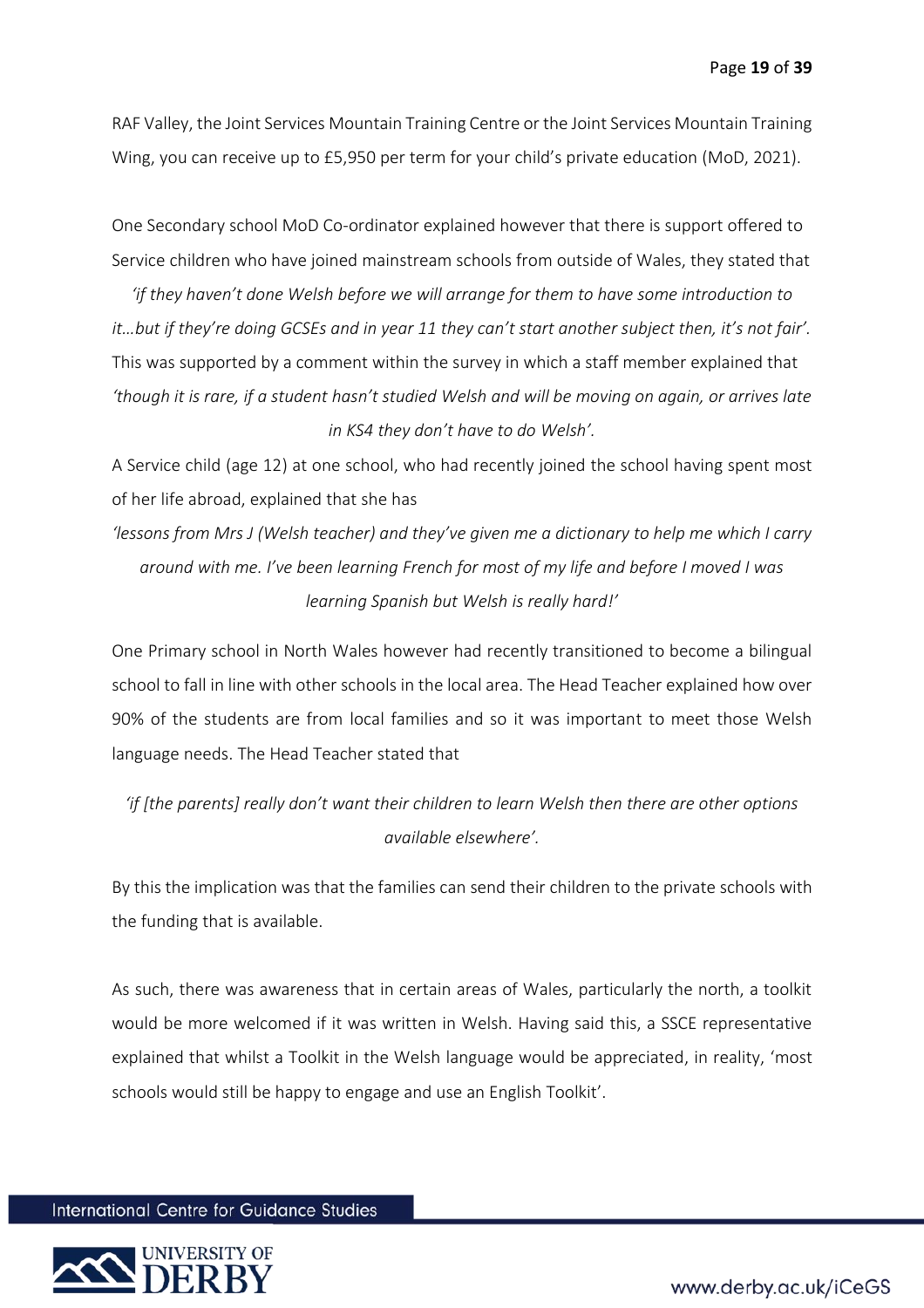RAF Valley, the Joint Services Mountain Training Centre or the Joint Services Mountain Training Wing, you can receive up to £5,950 per term for your child's private education (MoD, 2021).

One Secondary school MoD Co-ordinator explained however that there is support offered to Service children who have joined mainstream schools from outside of Wales, they stated that

*'if they haven't done Welsh before we will arrange for them to have some introduction to it…but if they're doing GCSEs and in year 11 they can't start another subject then, it's not fair'.*

This was supported by a comment within the survey in which a staff member explained that *'though it is rare, if a student hasn't studied Welsh and will be moving on again, or arrives late in KS4 they don't have to do Welsh'.*

A Service child (age 12) at one school, who had recently joined the school having spent most of her life abroad, explained that she has

*'lessons from Mrs J (Welsh teacher) and they've given me a dictionary to help me which I carry around with me. I've been learning French for most of my life and before I moved I was learning Spanish but Welsh is really hard!'*

One Primary school in North Wales however had recently transitioned to become a bilingual school to fall in line with other schools in the local area. The Head Teacher explained how over 90% of the students are from local families and so it was important to meet those Welsh language needs. The Head Teacher stated that

*'if [the parents] really don't want their children to learn Welsh then there are other options available elsewhere'.*

By this the implication was that the families can send their children to the private schools with the funding that is available.

As such, there was awareness that in certain areas of Wales, particularly the north, a toolkit would be more welcomed if it was written in Welsh. Having said this, a SSCE representative explained that whilst a Toolkit in the Welsh language would be appreciated, in reality, 'most schools would still be happy to engage and use an English Toolkit'.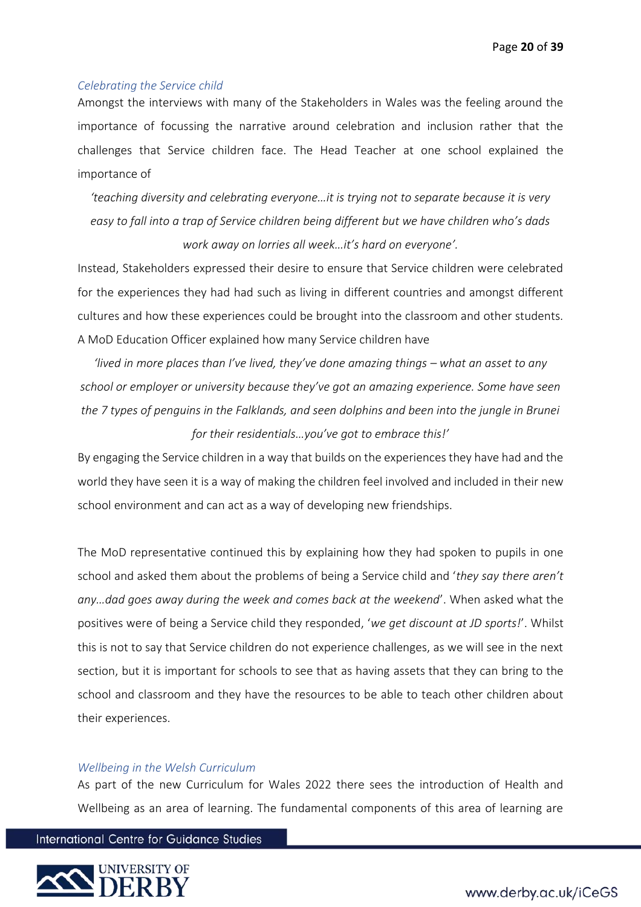### *Celebrating the Service child*

Amongst the interviews with many of the Stakeholders in Wales was the feeling around the importance of focussing the narrative around celebration and inclusion rather that the challenges that Service children face. The Head Teacher at one school explained the importance of

> *'teaching diversity and celebrating everyone…it is trying not to separate because it is very easy to fall into a trap of Service children being different but we have children who's dads work away on lorries all week…it's hard on everyone'.*

Instead, Stakeholders expressed their desire to ensure that Service children were celebrated for the experiences they had had such as living in different countries and amongst different cultures and how these experiences could be brought into the classroom and other students. A MoD Education Officer explained how many Service children have

> *'lived in more places than I've lived, they've done amazing things – what an asset to any school or employer or university because they've got an amazing experience. Some have seen the 7 types of penguins in the Falklands, and seen dolphins and been into the jungle in Brunei for their residentials…you've got to embrace this!'*

By engaging the Service children in a way that builds on the experiences they have had and the world they have seen it is a way of making the children feel involved and included in their new school environment and can act as a way of developing new friendships.

The MoD representative continued this by explaining how they had spoken to pupils in one school and asked them about the problems of being a Service child and '*they say there aren't any…dad goes away during the week and comes back at the weekend*'. When asked what the positives were of being a Service child they responded, '*we get discount at JD sports!*'. Whilst this is not to say that Service children do not experience challenges, as we will see in the next section, but it is important for schools to see that as having assets that they can bring to the school and classroom and they have the resources to be able to teach other children about their experiences.

### *Wellbeing in the Welsh Curriculum*

As part of the new Curriculum for Wales 2022 there sees the introduction of Health and Wellbeing as an area of learning. The fundamental components of this area of learning are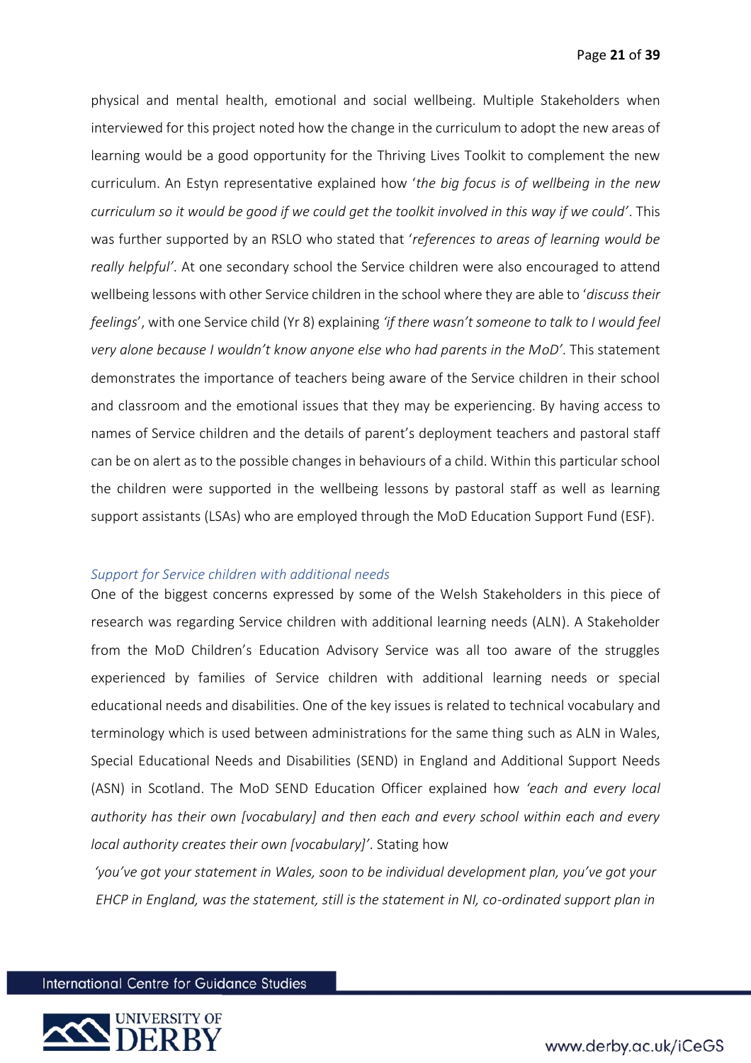physical and mental health, emotional and social wellbeing. Multiple Stakeholders when interviewed for this project noted how the change in the curriculum to adopt the new areas of learning would be a good opportunity for the Thriving Lives Toolkit to complement the new curriculum. An Estyn representative explained how '*the big focus is of wellbeing in the new curriculum so it would be good if we could get the toolkit involved in this way if we could*'. This was further supported by an RSLO who stated that '*references to areas of learning would be really helpful*'. At one secondary school the Service children were also encouraged to attend wellbeing lessons with other Service children in the school where they are able to '*discuss their feelings*', with one Service child (Yr 8) explaining *'if there wasn't someone to talk to I would feel very alone because I wouldn't know anyone else who had parents in the MoD'*. This statement demonstrates the importance of teachers being aware of the Service children in their school and classroom and the emotional issues that they may be experiencing. By having access to names of Service children and the details of parent's deployment teachers and pastoral staff can be on alert as to the possible changes in behaviours of a child. Within this particular school the children were supported in the wellbeing lessons by pastoral staff as well as learning support assistants (LSAs) who are employed through the MoD Education Support Fund (ESF).

### *Support for Service children with additional needs*

One of the biggest concerns expressed by some of the Welsh Stakeholders in this piece of research was regarding Service children with additional learning needs (ALN). A Stakeholder from the MoD Children's Education Advisory Service was all too aware of the struggles experienced by families of Service children with additional learning needs or special educational needs and disabilities. One of the key issues is related to technical vocabulary and terminology which is used between administrations for the same thing such as ALN in Wales, Special Educational Needs and Disabilities (SEND) in England and Additional Support Needs (ASN) in Scotland. The MoD SEND Education Officer explained how *'each and every local authority has their own [vocabulary] and then each and every school within each and every local authority creates their own [vocabulary]'*. Stating how

*'you've got your statement in Wales, soon to be individual development plan, you've got your EHCP in England, was the statement, still is the statement in NI, co-ordinated support plan in*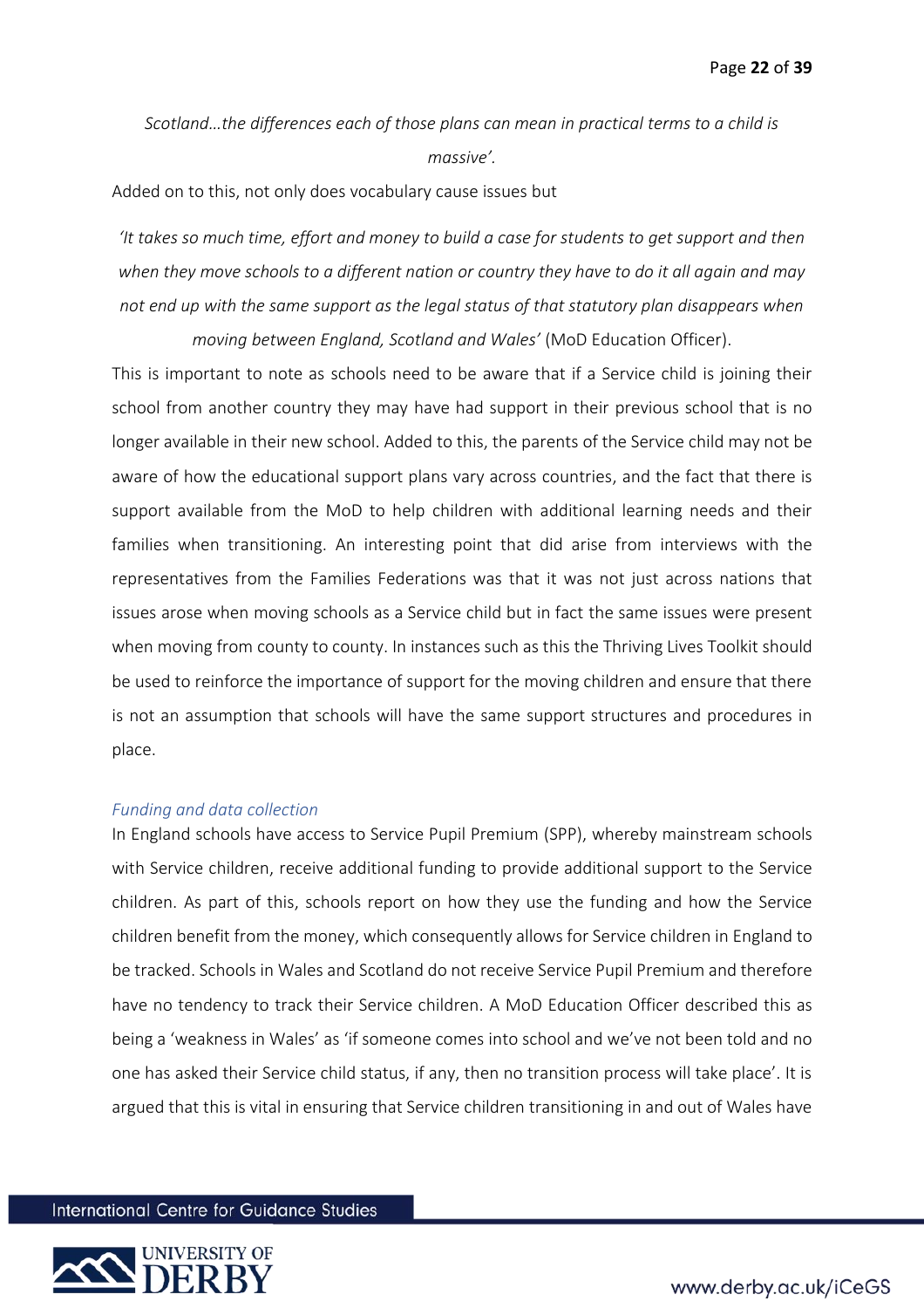*Scotland…the differences each of those plans can mean in practical terms to a child is massive'.*

Added on to this, not only does vocabulary cause issues but

> *'It takes so much time, effort and money to build a case for students to get support and then when they move schools to a different nation or country they have to do it all again and may not end up with the same support as the legal status of that statutory plan disappears when moving between England, Scotland and Wales'* (MoD Education Officer).

This is important to note as schools need to be aware that if a Service child is joining their school from another country they may have had support in their previous school that is no longer available in their new school. Added to this, the parents of the Service child may not be aware of how the educational support plans vary across countries, and the fact that there is support available from the MoD to help children with additional learning needs and their families when transitioning. An interesting point that did arise from interviews with the representatives from the Families Federations was that it was not just across nations that issues arose when moving schools as a Service child but in fact the same issues were present when moving from county to county. In instances such as this the Thriving Lives Toolkit should be used to reinforce the importance of support for the moving children and ensure that there is not an assumption that schools will have the same support structures and procedures in place.

### *Funding and data collection*

In England schools have access to Service Pupil Premium (SPP), whereby mainstream schools with Service children, receive additional funding to provide additional support to the Service children. As part of this, schools report on how they use the funding and how the Service children benefit from the money, which consequently allows for Service children in England to be tracked. Schools in Wales and Scotland do not receive Service Pupil Premium and therefore have no tendency to track their Service children. A MoD Education Officer described this as being a 'weakness in Wales' as 'if someone comes into school and we've not been told and no one has asked their Service child status, if any, then no transition process will take place'. It is argued that this is vital in ensuring that Service children transitioning in and out of Wales have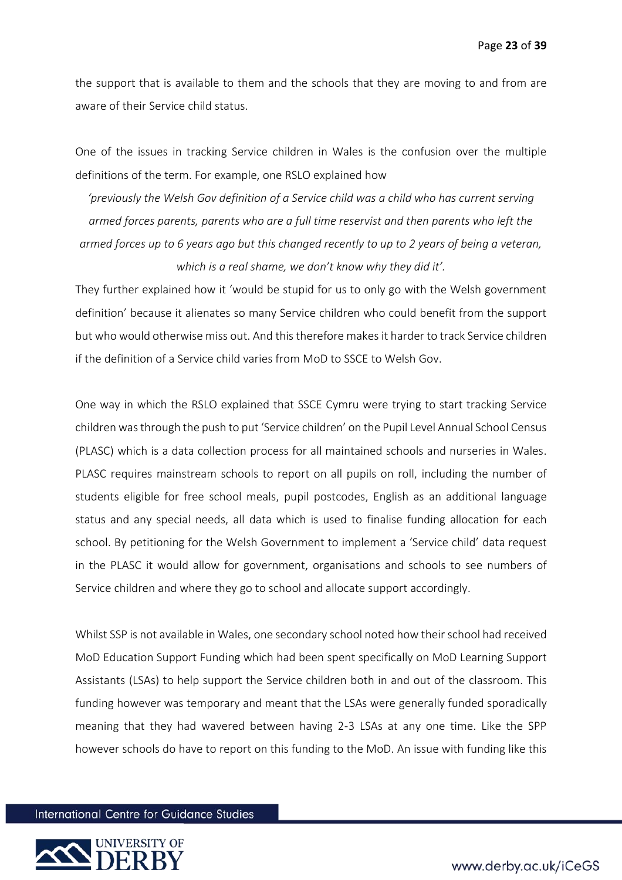the support that is available to them and the schools that they are moving to and from are aware of their Service child status.

One of the issues in tracking Service children in Wales is the confusion over the multiple definitions of the term. For example, one RSLO explained how

> *'previously the Welsh Gov definition of a Service child was a child who has current serving armed forces parents, parents who are a full time reservist and then parents who left the armed forces up to 6 years ago but this changed recently to up to 2 years of being a veteran, which is a real shame, we don't know why they did it'.*

They further explained how it 'would be stupid for us to only go with the Welsh government definition' because it alienates so many Service children who could benefit from the support but who would otherwise miss out. And this therefore makes it harder to track Service children if the definition of a Service child varies from MoD to SSCE to Welsh Gov.

One way in which the RSLO explained that SSCE Cymru were trying to start tracking Service children was through the push to put 'Service children' on the Pupil Level Annual School Census (PLASC) which is a data collection process for all maintained schools and nurseries in Wales. PLASC requires mainstream schools to report on all pupils on roll, including the number of students eligible for free school meals, pupil postcodes, English as an additional language status and any special needs, all data which is used to finalise funding allocation for each school. By petitioning for the Welsh Government to implement a 'Service child' data request in the PLASC it would allow for government, organisations and schools to see numbers of Service children and where they go to school and allocate support accordingly.

Whilst SSP is not available in Wales, one secondary school noted how their school had received MoD Education Support Funding which had been spent specifically on MoD Learning Support Assistants (LSAs) to help support the Service children both in and out of the classroom. This funding however was temporary and meant that the LSAs were generally funded sporadically meaning that they had wavered between having 2-3 LSAs at any one time. Like the SPP however schools do have to report on this funding to the MoD. An issue with funding like this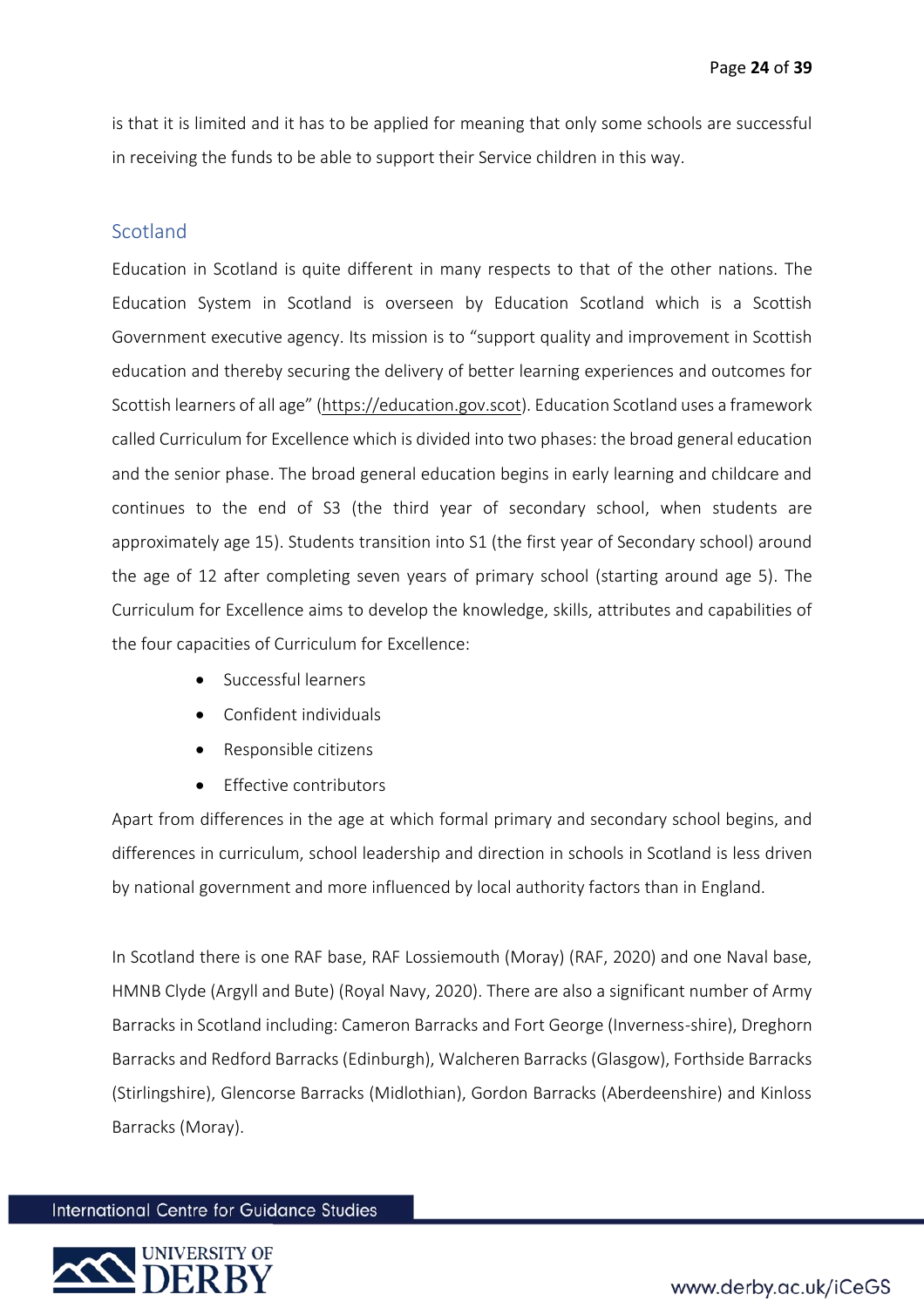is that it is limited and it has to be applied for meaning that only some schools are successful in receiving the funds to be able to support their Service children in this way.

## Scotland

Education in Scotland is quite different in many respects to that of the other nations. The Education System in Scotland is overseen by Education Scotland which is a Scottish Government executive agency. Its mission is to "support quality and improvement in Scottish education and thereby securing the delivery of better learning experiences and outcomes for Scottish learners of all age" (https://education.gov.scot). Education Scotland uses a framework called Curriculum for Excellence which is divided into two phases: the broad general education and the senior phase. The broad general education begins in early learning and childcare and continues to the end of S3 (the third year of secondary school, when students are approximately age 15). Students transition into S1 (the first year of Secondary school) around the age of 12 after completing seven years of primary school (starting around age 5). The Curriculum for Excellence aims to develop the knowledge, skills, attributes and capabilities of the four capacities of Curriculum for Excellence:

- Successful learners
- Confident individuals
- Responsible citizens
- Effective contributors

Apart from differences in the age at which formal primary and secondary school begins, and differences in curriculum, school leadership and direction in schools in Scotland is less driven by national government and more influenced by local authority factors than in England.

In Scotland there is one RAF base, RAF Lossiemouth (Moray) (RAF, 2020) and one Naval base, HMNB Clyde (Argyll and Bute) (Royal Navy, 2020). There are also a significant number of Army Barracks in Scotland including: Cameron Barracks and Fort George (Inverness-shire), Dreghorn Barracks and Redford Barracks (Edinburgh), Walcheren Barracks (Glasgow), Forthside Barracks (Stirlingshire), Glencorse Barracks (Midlothian), Gordon Barracks (Aberdeenshire) and Kinloss Barracks (Moray).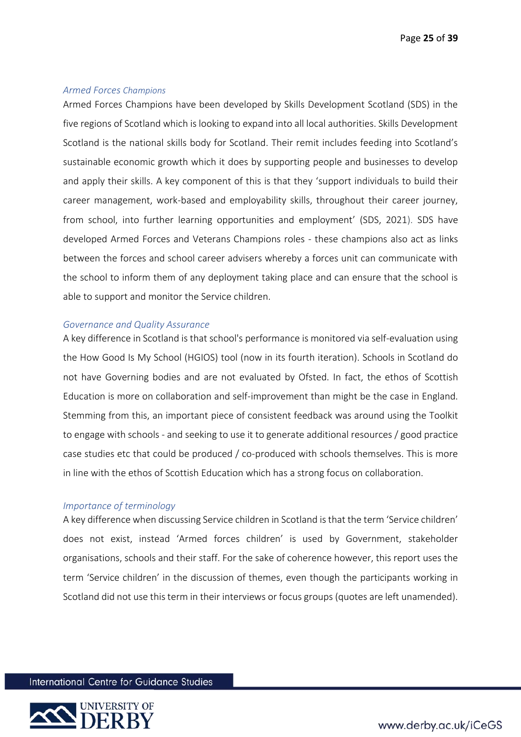### *Armed Forces Champions*

Armed Forces Champions have been developed by Skills Development Scotland (SDS) in the five regions of Scotland which is looking to expand into all local authorities. Skills Development Scotland is the national skills body for Scotland. Their remit includes feeding into Scotland's sustainable economic growth which it does by supporting people and businesses to develop and apply their skills. A key component of this is that they 'support individuals to build their career management, work-based and employability skills, throughout their career journey, from school, into further learning opportunities and employment' (SDS, 2021). SDS have developed Armed Forces and Veterans Champions roles - these champions also act as links between the forces and school career advisers whereby a forces unit can communicate with the school to inform them of any deployment taking place and can ensure that the school is able to support and monitor the Service children.

### *Governance and Quality Assurance*

A key difference in Scotland is that school's performance is monitored via self-evaluation using the How Good Is My School (HGIOS) tool (now in its fourth iteration). Schools in Scotland do not have Governing bodies and are not evaluated by Ofsted. In fact, the ethos of Scottish Education is more on collaboration and self-improvement than might be the case in England. Stemming from this, an important piece of consistent feedback was around using the Toolkit to engage with schools - and seeking to use it to generate additional resources / good practice case studies etc that could be produced / co-produced with schools themselves. This is more in line with the ethos of Scottish Education which has a strong focus on collaboration.

### *Importance of terminology*

A key difference when discussing Service children in Scotland is that the term 'Service children' does not exist, instead 'Armed forces children' is used by Government, stakeholder organisations, schools and their staff. For the sake of coherence however, this report uses the term 'Service children' in the discussion of themes, even though the participants working in Scotland did not use this term in their interviews or focus groups (quotes are left unamended).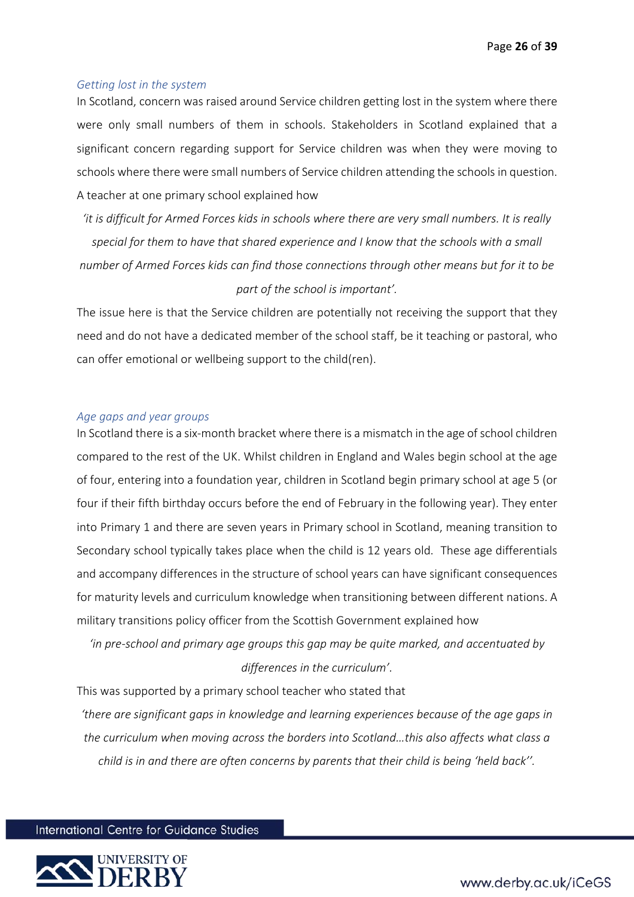### *Getting lost in the system*

In Scotland, concern was raised around Service children getting lost in the system where there were only small numbers of them in schools. Stakeholders in Scotland explained that a significant concern regarding support for Service children was when they were moving to schools where there were small numbers of Service children attending the schools in question. A teacher at one primary school explained how

> *'it is difficult for Armed Forces kids in schools where there are very small numbers. It is really special for them to have that shared experience and I know that the schools with a small number of Armed Forces kids can find those connections through other means but for it to be part of the school is important'.*

The issue here is that the Service children are potentially not receiving the support that they need and do not have a dedicated member of the school staff, be it teaching or pastoral, who can offer emotional or wellbeing support to the child(ren).

### *Age gaps and year groups*

In Scotland there is a six-month bracket where there is a mismatch in the age of school children compared to the rest of the UK. Whilst children in England and Wales begin school at the age of four, entering into a foundation year, children in Scotland begin primary school at age 5 (or four if their fifth birthday occurs before the end of February in the following year). They enter into Primary 1 and there are seven years in Primary school in Scotland, meaning transition to Secondary school typically takes place when the child is 12 years old. These age differentials and accompany differences in the structure of school years can have significant consequences for maturity levels and curriculum knowledge when transitioning between different nations. A military transitions policy officer from the Scottish Government explained how

> *'in pre-school and primary age groups this gap may be quite marked, and accentuated by differences in the curriculum'.*

This was supported by a primary school teacher who stated that

> *'there are significant gaps in knowledge and learning experiences because of the age gaps in the curriculum when moving across the borders into Scotland…this also affects what class a child is in and there are often concerns by parents that their child is being 'held back''.*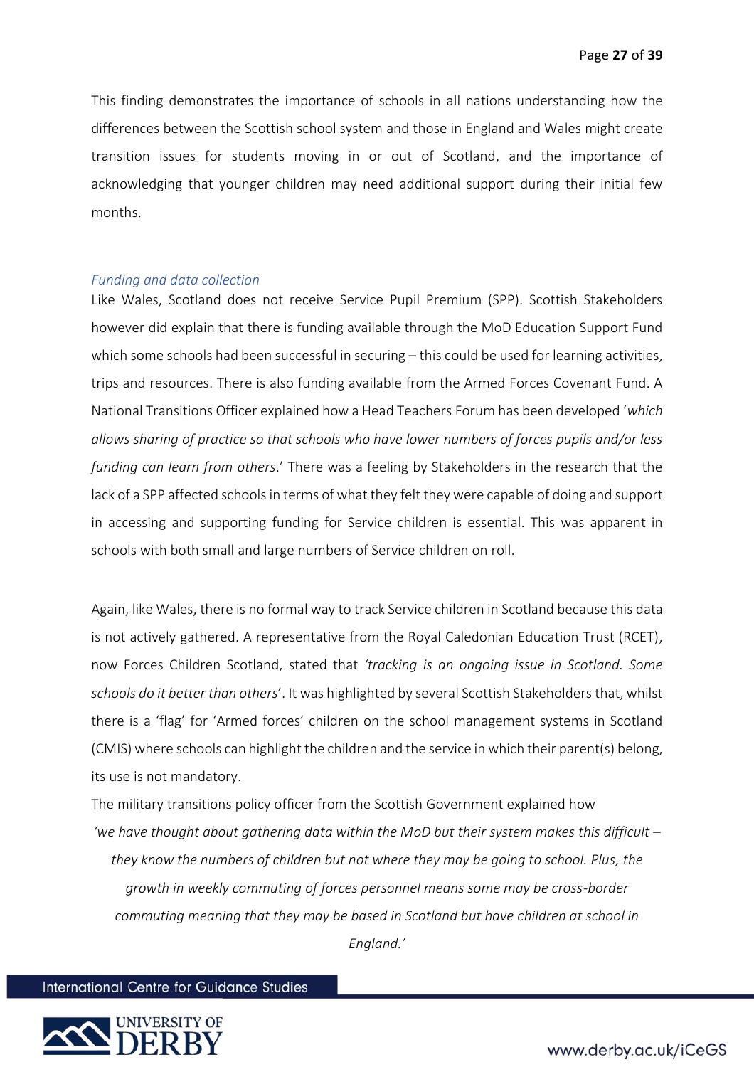This finding demonstrates the importance of schools in all nations understanding how the differences between the Scottish school system and those in England and Wales might create transition issues for students moving in or out of Scotland, and the importance of acknowledging that younger children may need additional support during their initial few months.

### *Funding and data collection*

Like Wales, Scotland does not receive Service Pupil Premium (SPP). Scottish Stakeholders however did explain that there is funding available through the MoD Education Support Fund which some schools had been successful in securing – this could be used for learning activities, trips and resources. There is also funding available from the Armed Forces Covenant Fund. A National Transitions Officer explained how a Head Teachers Forum has been developed '*which allows sharing of practice so that schools who have lower numbers of forces pupils and/or less funding can learn from others*.' There was a feeling by Stakeholders in the research that the lack of a SPP affected schools in terms of what they felt they were capable of doing and support in accessing and supporting funding for Service children is essential. This was apparent in schools with both small and large numbers of Service children on roll.

Again, like Wales, there is no formal way to track Service children in Scotland because this data is not actively gathered. A representative from the Royal Caledonian Education Trust (RCET), now Forces Children Scotland, stated that *'tracking is an ongoing issue in Scotland. Some schools do it better than others*'. It was highlighted by several Scottish Stakeholders that, whilst there is a 'flag' for 'Armed forces' children on the school management systems in Scotland (CMIS) where schools can highlight the children and the service in which their parent(s) belong, its use is not mandatory.

The military transitions policy officer from the Scottish Government explained how

> *'we have thought about gathering data within the MoD but their system makes this difficult – they know the numbers of children but not where they may be going to school. Plus, the growth in weekly commuting of forces personnel means some may be cross-border commuting meaning that they may be based in Scotland but have children at school in England.'*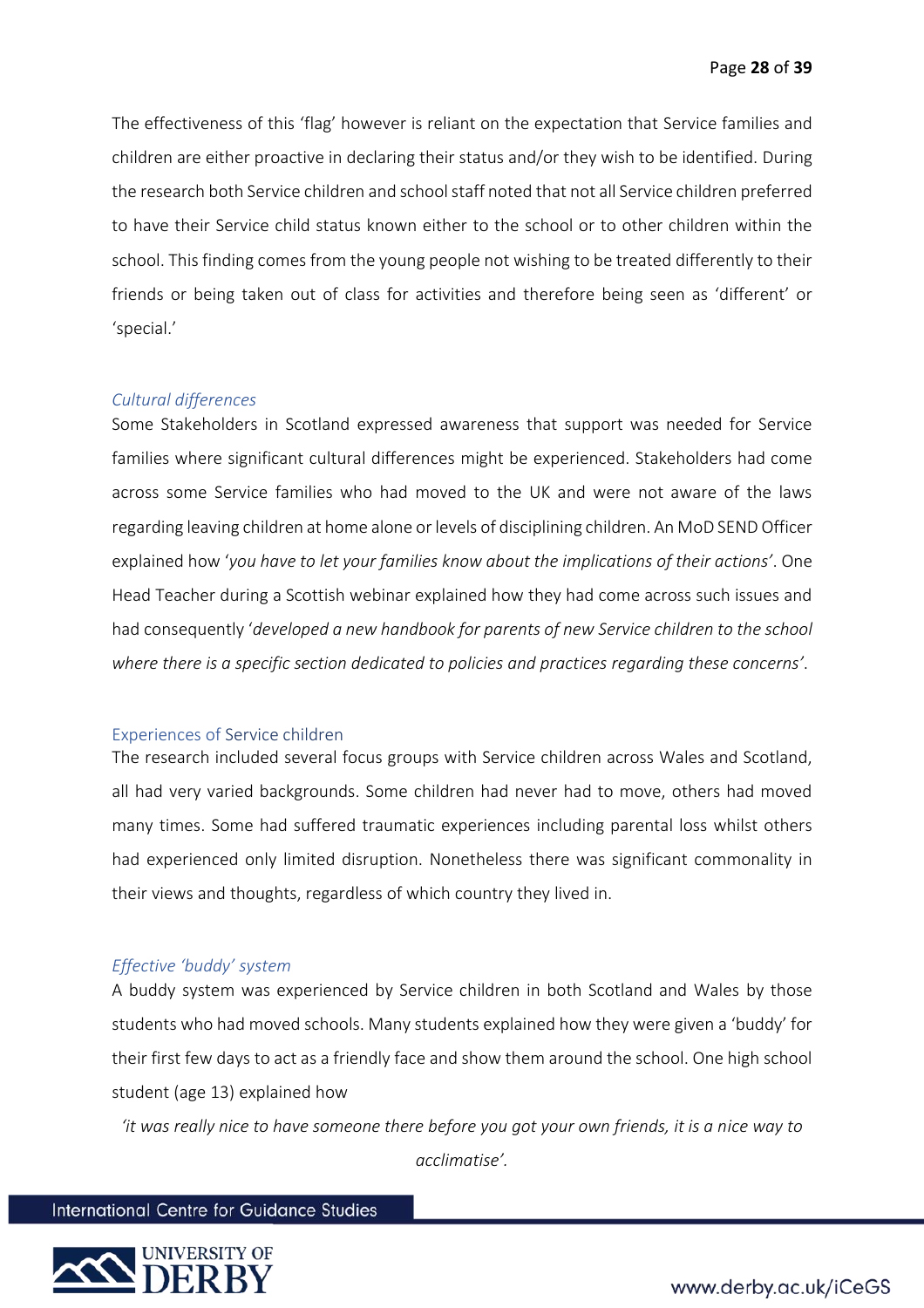The effectiveness of this 'flag' however is reliant on the expectation that Service families and children are either proactive in declaring their status and/or they wish to be identified. During the research both Service children and school staff noted that not all Service children preferred to have their Service child status known either to the school or to other children within the school. This finding comes from the young people not wishing to be treated differently to their friends or being taken out of class for activities and therefore being seen as 'different' or 'special.'

#### *Cultural differences*

Some Stakeholders in Scotland expressed awareness that support was needed for Service families where significant cultural differences might be experienced. Stakeholders had come across some Service families who had moved to the UK and were not aware of the laws regarding leaving children at home alone or levels of disciplining children. An MoD SEND Officer explained how '*you have to let your families know about the implications of their actions*'. One Head Teacher during a Scottish webinar explained how they had come across such issues and had consequently '*developed a new handbook for parents of new Service children to the school where there is a specific section dedicated to policies and practices regarding these concerns*'.

### Experiences of Service children

The research included several focus groups with Service children across Wales and Scotland, all had very varied backgrounds. Some children had never had to move, others had moved many times. Some had suffered traumatic experiences including parental loss whilst others had experienced only limited disruption. Nonetheless there was significant commonality in their views and thoughts, regardless of which country they lived in.

#### *Effective 'buddy' system*

A buddy system was experienced by Service children in both Scotland and Wales by those students who had moved schools. Many students explained how they were given a 'buddy' for their first few days to act as a friendly face and show them around the school. One high school student (age 13) explained how

> *'it was really nice to have someone there before you got your own friends, it is a nice way to acclimatise'.*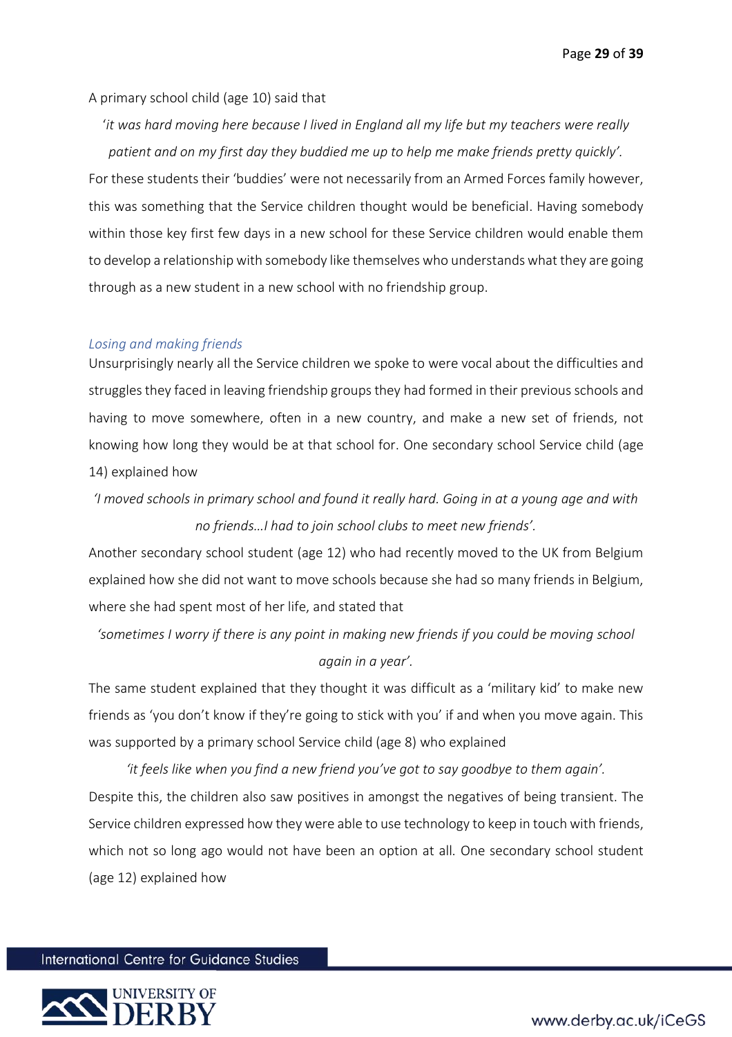A primary school child (age 10) said that

> '*it was hard moving here because I lived in England all my life but my teachers were really patient and on my first day they buddied me up to help me make friends pretty quickly'.*

For these students their 'buddies' were not necessarily from an Armed Forces family however, this was something that the Service children thought would be beneficial. Having somebody within those key first few days in a new school for these Service children would enable them to develop a relationship with somebody like themselves who understands what they are going through as a new student in a new school with no friendship group.

### *Losing and making friends*

Unsurprisingly nearly all the Service children we spoke to were vocal about the difficulties and struggles they faced in leaving friendship groups they had formed in their previous schools and having to move somewhere, often in a new country, and make a new set of friends, not knowing how long they would be at that school for. One secondary school Service child (age 14) explained how

> *'I moved schools in primary school and found it really hard. Going in at a young age and with no friends…I had to join school clubs to meet new friends'.*

Another secondary school student (age 12) who had recently moved to the UK from Belgium explained how she did not want to move schools because she had so many friends in Belgium, where she had spent most of her life, and stated that

> *'sometimes I worry if there is any point in making new friends if you could be moving school again in a year'.*

The same student explained that they thought it was difficult as a 'military kid' to make new friends as 'you don't know if they're going to stick with you' if and when you move again. This was supported by a primary school Service child (age 8) who explained

> *'it feels like when you find a new friend you've got to say goodbye to them again'.*

Despite this, the children also saw positives amongst the negatives of being transient. The Service children expressed how they were able to use technology to keep in touch with friends, which not so long ago would not have been an option at all. One secondary school student (age 12) explained how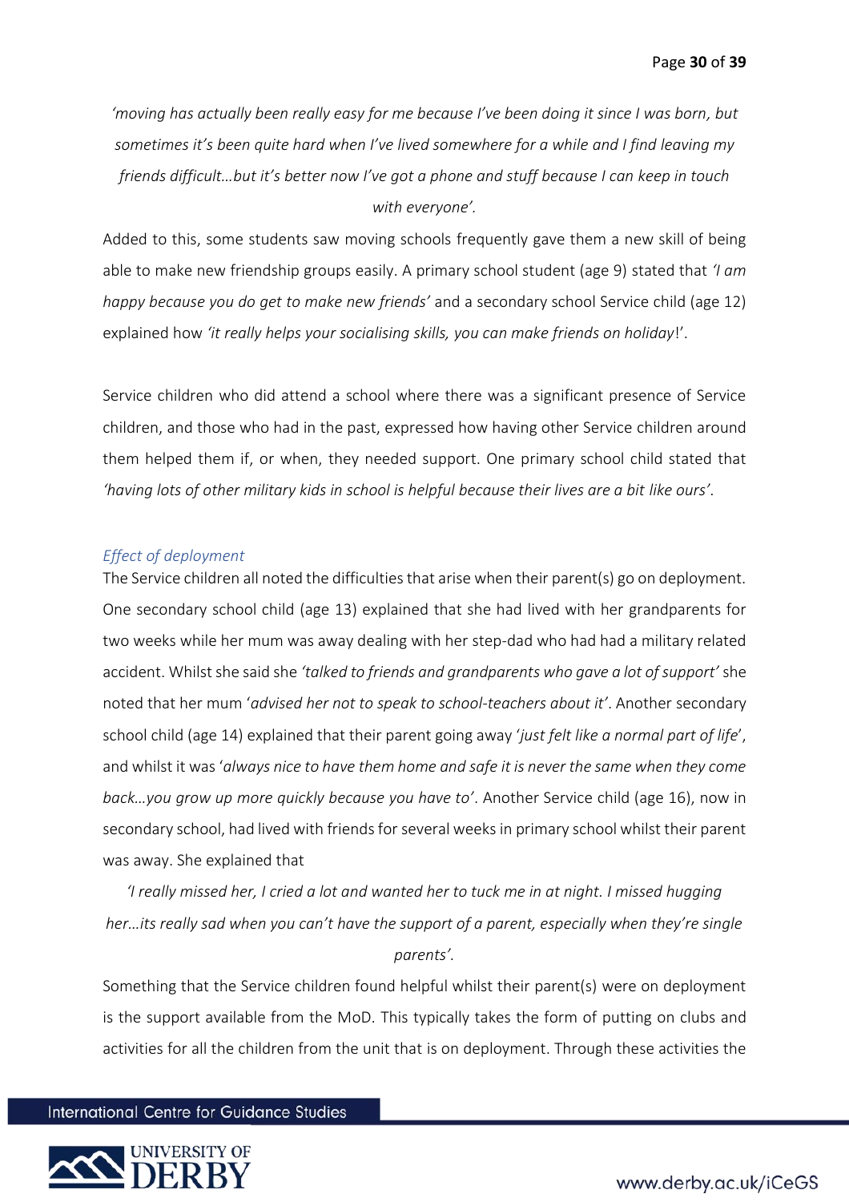*'moving has actually been really easy for me because I've been doing it since I was born, but sometimes it's been quite hard when I've lived somewhere for a while and I find leaving my friends difficult…but it's better now I've got a phone and stuff because I can keep in touch with everyone'.*

Added to this, some students saw moving schools frequently gave them a new skill of being able to make new friendship groups easily. A primary school student (age 9) stated that *'I am happy because you do get to make new friends'* and a secondary school Service child (age 12) explained how *'it really helps your socialising skills, you can make friends on holiday*!'.

Service children who did attend a school where there was a significant presence of Service children, and those who had in the past, expressed how having other Service children around them helped them if, or when, they needed support. One primary school child stated that *'having lots of other military kids in school is helpful because their lives are a bit like ours'*.

### *Effect of deployment*

The Service children all noted the difficulties that arise when their parent(s) go on deployment. One secondary school child (age 13) explained that she had lived with her grandparents for two weeks while her mum was away dealing with her step-dad who had had a military related accident. Whilst she said she *'talked to friends and grandparents who gave a lot of support'* she noted that her mum '*advised her not to speak to school-teachers about it'*. Another secondary school child (age 14) explained that their parent going away '*just felt like a normal part of life*', and whilst it was '*always nice to have them home and safe it is never the same when they come back…you grow up more quickly because you have to'*. Another Service child (age 16), now in secondary school, had lived with friends for several weeks in primary school whilst their parent was away. She explained that

*'I really missed her, I cried a lot and wanted her to tuck me in at night. I missed hugging her…its really sad when you can't have the support of a parent, especially when they're single parents'.*

Something that the Service children found helpful whilst their parent(s) were on deployment is the support available from the MoD. This typically takes the form of putting on clubs and activities for all the children from the unit that is on deployment. Through these activities the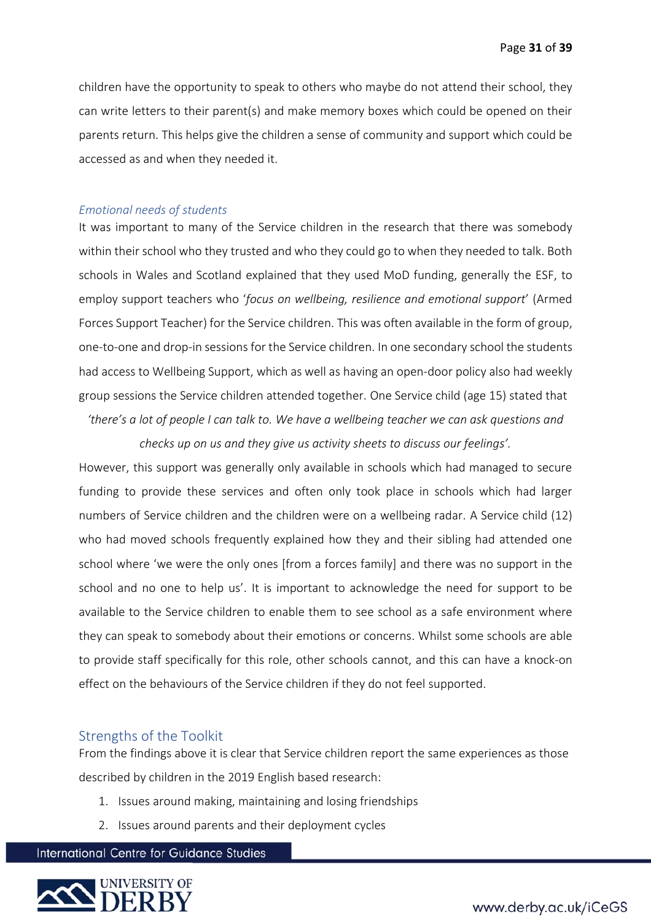children have the opportunity to speak to others who maybe do not attend their school, they can write letters to their parent(s) and make memory boxes which could be opened on their parents return. This helps give the children a sense of community and support which could be accessed as and when they needed it.

### *Emotional needs of students*

It was important to many of the Service children in the research that there was somebody within their school who they trusted and who they could go to when they needed to talk. Both schools in Wales and Scotland explained that they used MoD funding, generally the ESF, to employ support teachers who '*focus on wellbeing, resilience and emotional support*' (Armed Forces Support Teacher) for the Service children. This was often available in the form of group, one-to-one and drop-in sessions for the Service children. In one secondary school the students had access to Wellbeing Support, which as well as having an open-door policy also had weekly group sessions the Service children attended together. One Service child (age 15) stated that

> *'there's a lot of people I can talk to. We have a wellbeing teacher we can ask questions and checks up on us and they give us activity sheets to discuss our feelings'.*

However, this support was generally only available in schools which had managed to secure funding to provide these services and often only took place in schools which had larger numbers of Service children and the children were on a wellbeing radar. A Service child (12) who had moved schools frequently explained how they and their sibling had attended one school where 'we were the only ones [from a forces family] and there was no support in the school and no one to help us'. It is important to acknowledge the need for support to be available to the Service children to enable them to see school as a safe environment where they can speak to somebody about their emotions or concerns. Whilst some schools are able to provide staff specifically for this role, other schools cannot, and this can have a knock-on effect on the behaviours of the Service children if they do not feel supported.

## Strengths of the Toolkit

From the findings above it is clear that Service children report the same experiences as those described by children in the 2019 English based research:

1. Issues around making, maintaining and losing friendships
2. Issues around parents and their deployment cycles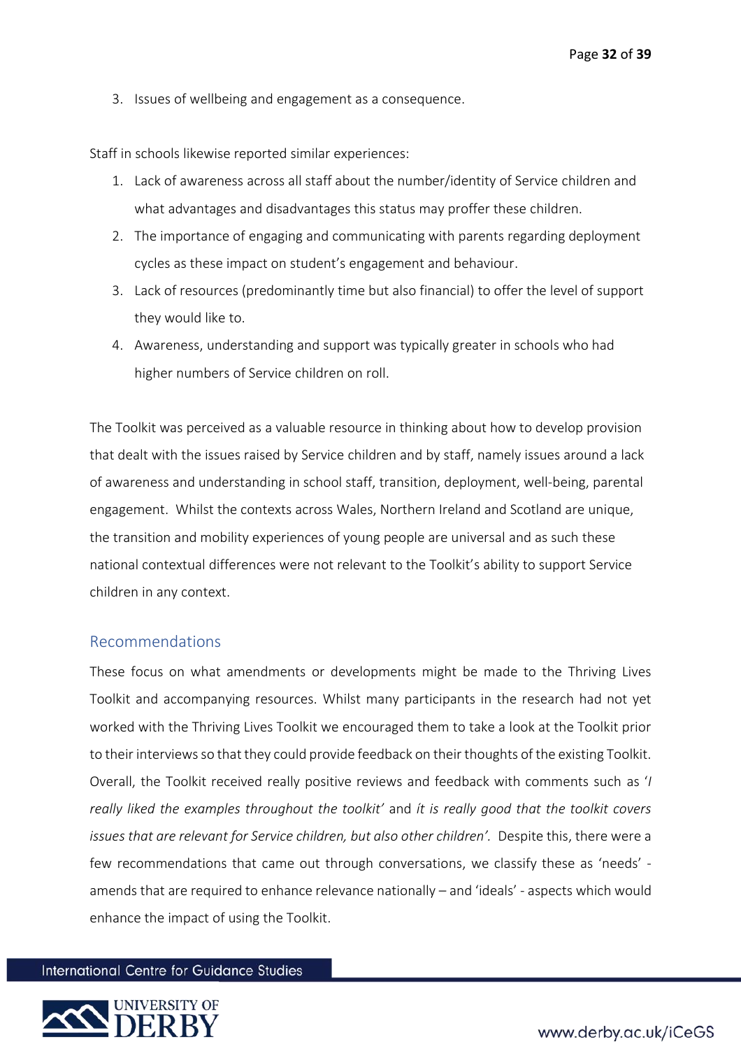3. Issues of wellbeing and engagement as a consequence.

Staff in schools likewise reported similar experiences:

1. Lack of awareness across all staff about the number/identity of Service children and what advantages and disadvantages this status may proffer these children.
2. The importance of engaging and communicating with parents regarding deployment cycles as these impact on student's engagement and behaviour.
3. Lack of resources (predominantly time but also financial) to offer the level of support they would like to.
4. Awareness, understanding and support was typically greater in schools who had higher numbers of Service children on roll.

The Toolkit was perceived as a valuable resource in thinking about how to develop provision that dealt with the issues raised by Service children and by staff, namely issues around a lack of awareness and understanding in school staff, transition, deployment, well-being, parental engagement. Whilst the contexts across Wales, Northern Ireland and Scotland are unique, the transition and mobility experiences of young people are universal and as such these national contextual differences were not relevant to the Toolkit's ability to support Service children in any context.

## Recommendations

These focus on what amendments or developments might be made to the Thriving Lives Toolkit and accompanying resources. Whilst many participants in the research had not yet worked with the Thriving Lives Toolkit we encouraged them to take a look at the Toolkit prior to their interviews so that they could provide feedback on their thoughts of the existing Toolkit. Overall, the Toolkit received really positive reviews and feedback with comments such as '*I really liked the examples throughout the toolkit'* and *ít is really good that the toolkit covers issues that are relevant for Service children, but also other children'.* Despite this, there were a few recommendations that came out through conversations, we classify these as 'needs' - amends that are required to enhance relevance nationally – and 'ideals' - aspects which would enhance the impact of using the Toolkit.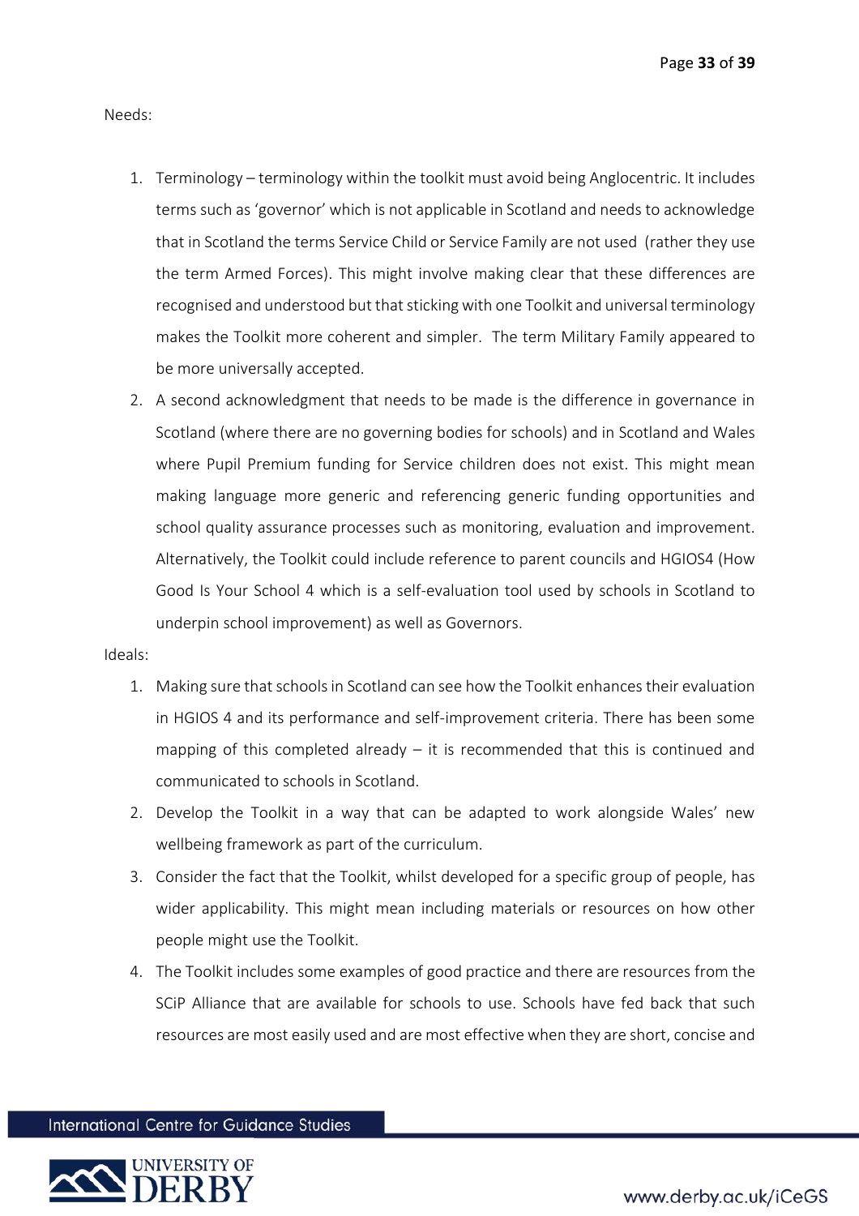Needs:

1. Terminology – terminology within the toolkit must avoid being Anglocentric. It includes terms such as 'governor' which is not applicable in Scotland and needs to acknowledge that in Scotland the terms Service Child or Service Family are not used (rather they use the term Armed Forces). This might involve making clear that these differences are recognised and understood but that sticking with one Toolkit and universal terminology makes the Toolkit more coherent and simpler. The term Military Family appeared to be more universally accepted.
2. A second acknowledgment that needs to be made is the difference in governance in Scotland (where there are no governing bodies for schools) and in Scotland and Wales where Pupil Premium funding for Service children does not exist. This might mean making language more generic and referencing generic funding opportunities and school quality assurance processes such as monitoring, evaluation and improvement. Alternatively, the Toolkit could include reference to parent councils and HGIOS4 (How Good Is Your School 4 which is a self-evaluation tool used by schools in Scotland to underpin school improvement) as well as Governors.

Ideals:

1. Making sure that schools in Scotland can see how the Toolkit enhances their evaluation in HGIOS 4 and its performance and self-improvement criteria. There has been some mapping of this completed already – it is recommended that this is continued and communicated to schools in Scotland.
2. Develop the Toolkit in a way that can be adapted to work alongside Wales' new wellbeing framework as part of the curriculum.
3. Consider the fact that the Toolkit, whilst developed for a specific group of people, has wider applicability. This might mean including materials or resources on how other people might use the Toolkit.
4. The Toolkit includes some examples of good practice and there are resources from the SCiP Alliance that are available for schools to use. Schools have fed back that such resources are most easily used and are most effective when they are short, concise and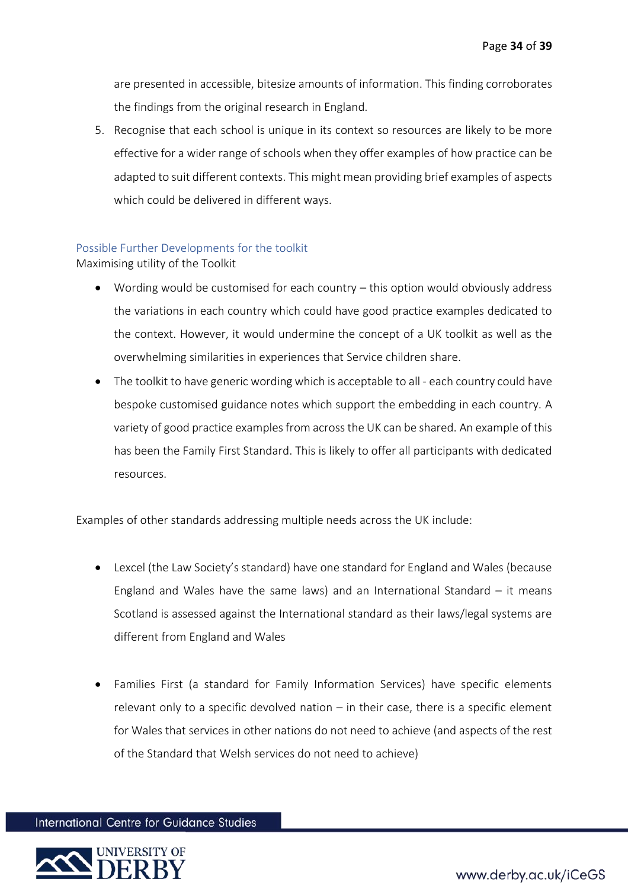are presented in accessible, bitesize amounts of information. This finding corroborates the findings from the original research in England.

5. Recognise that each school is unique in its context so resources are likely to be more effective for a wider range of schools when they offer examples of how practice can be adapted to suit different contexts. This might mean providing brief examples of aspects which could be delivered in different ways.

## Possible Further Developments for the toolkit

Maximising utility of the Toolkit

- Wording would be customised for each country – this option would obviously address the variations in each country which could have good practice examples dedicated to the context. However, it would undermine the concept of a UK toolkit as well as the overwhelming similarities in experiences that Service children share.
- The toolkit to have generic wording which is acceptable to all - each country could have bespoke customised guidance notes which support the embedding in each country. A variety of good practice examples from across the UK can be shared. An example of this has been the Family First Standard. This is likely to offer all participants with dedicated resources.

Examples of other standards addressing multiple needs across the UK include:

- Lexcel (the Law Society's standard) have one standard for England and Wales (because England and Wales have the same laws) and an International Standard – it means Scotland is assessed against the International standard as their laws/legal systems are different from England and Wales

- Families First (a standard for Family Information Services) have specific elements relevant only to a specific devolved nation – in their case, there is a specific element for Wales that services in other nations do not need to achieve (and aspects of the rest of the Standard that Welsh services do not need to achieve)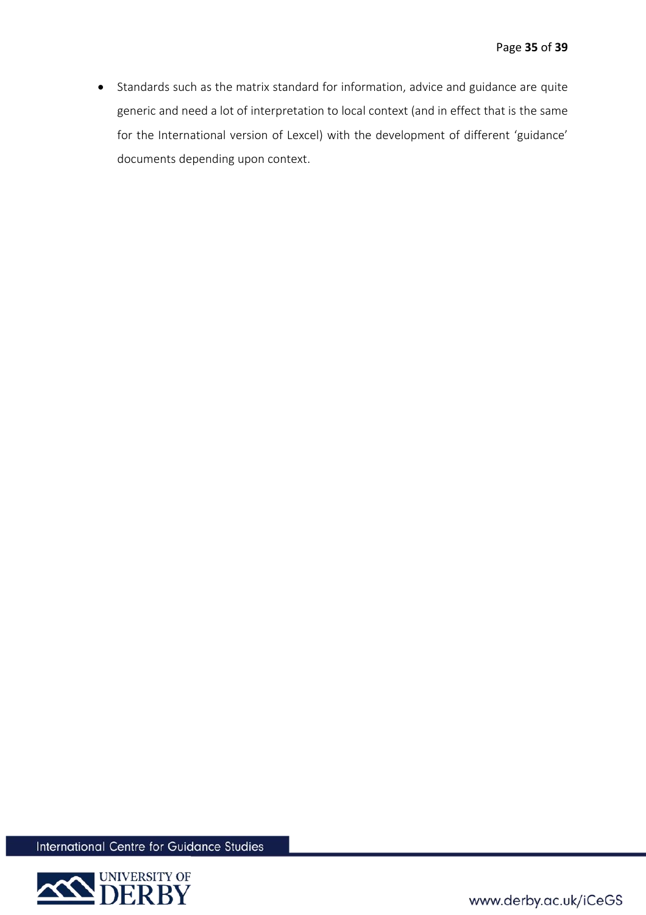- Standards such as the matrix standard for information, advice and guidance are quite generic and need a lot of interpretation to local context (and in effect that is the same for the International version of Lexcel) with the development of different 'guidance' documents depending upon context.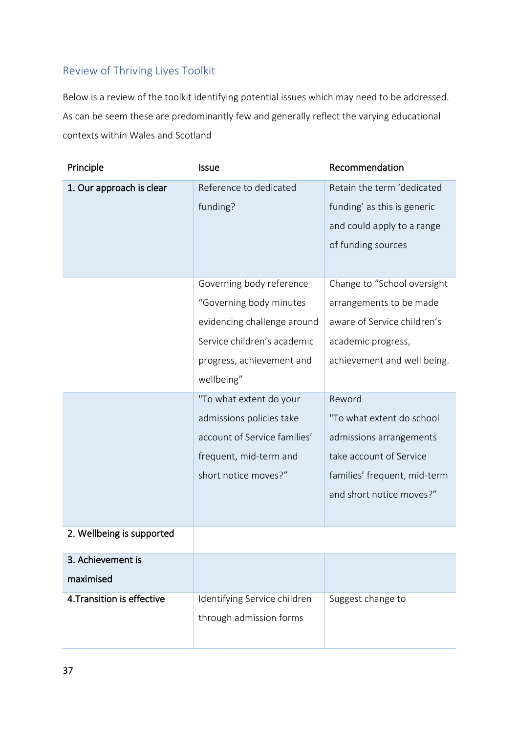## Review of Thriving Lives Toolkit

Below is a review of the toolkit identifying potential issues which may need to be addressed. As can be seem these are predominantly few and generally reflect the varying educational contexts within Wales and Scotland

| Principle | Issue | Recommendation |
|---|---|---|
| 1. Our approach is clear | Reference to dedicated funding? | Retain the term 'dedicated funding' as this is generic and could apply to a range of funding sources |
| | Governing body reference "Governing body minutes evidencing challenge around Service children's academic progress, achievement and wellbeing" | Change to "School oversight arrangements to be made aware of Service children's academic progress, achievement and well being. |
| | "To what extent do your admissions policies take account of Service families' frequent, mid-term and short notice moves?" | Reword "To what extent do school admissions arrangements take account of Service families' frequent, mid-term and short notice moves?" |
| 2. Wellbeing is supported | | |
| 3. Achievement is maximised | | |
| 4.Transition is effective | Identifying Service children through admission forms | Suggest change to |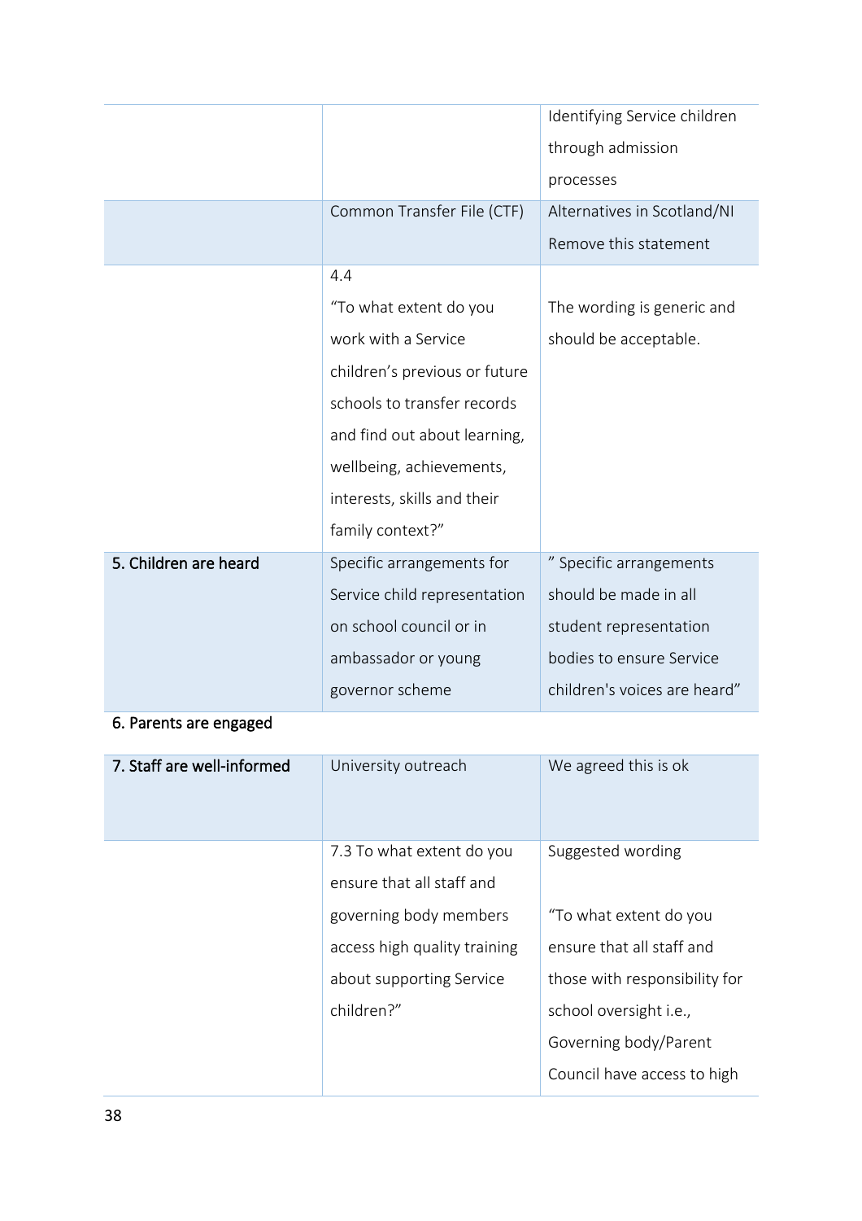| | | |
|---|---|---|
| | | Identifying Service children through admission processes |
| | Common Transfer File (CTF) | Alternatives in Scotland/NI Remove this statement |
| | 4.4 “To what extent do you work with a Service children’s previous or future schools to transfer records and find out about learning, wellbeing, achievements, interests, skills and their family context?” | The wording is generic and should be acceptable. |
| **5. Children are heard** | Specific arrangements for Service child representation on school council or in ambassador or young governor scheme | ” Specific arrangements should be made in all student representation bodies to ensure Service children's voices are heard” |
| **6. Parents are engaged** | | |
| **7. Staff are well-informed** | University outreach | We agreed this is ok |
| | 7.3 To what extent do you ensure that all staff and governing body members access high quality training about supporting Service children?” | Suggested wording<br><br>“To what extent do you ensure that all staff and those with responsibility for school oversight i.e., Governing body/Parent Council have access to high |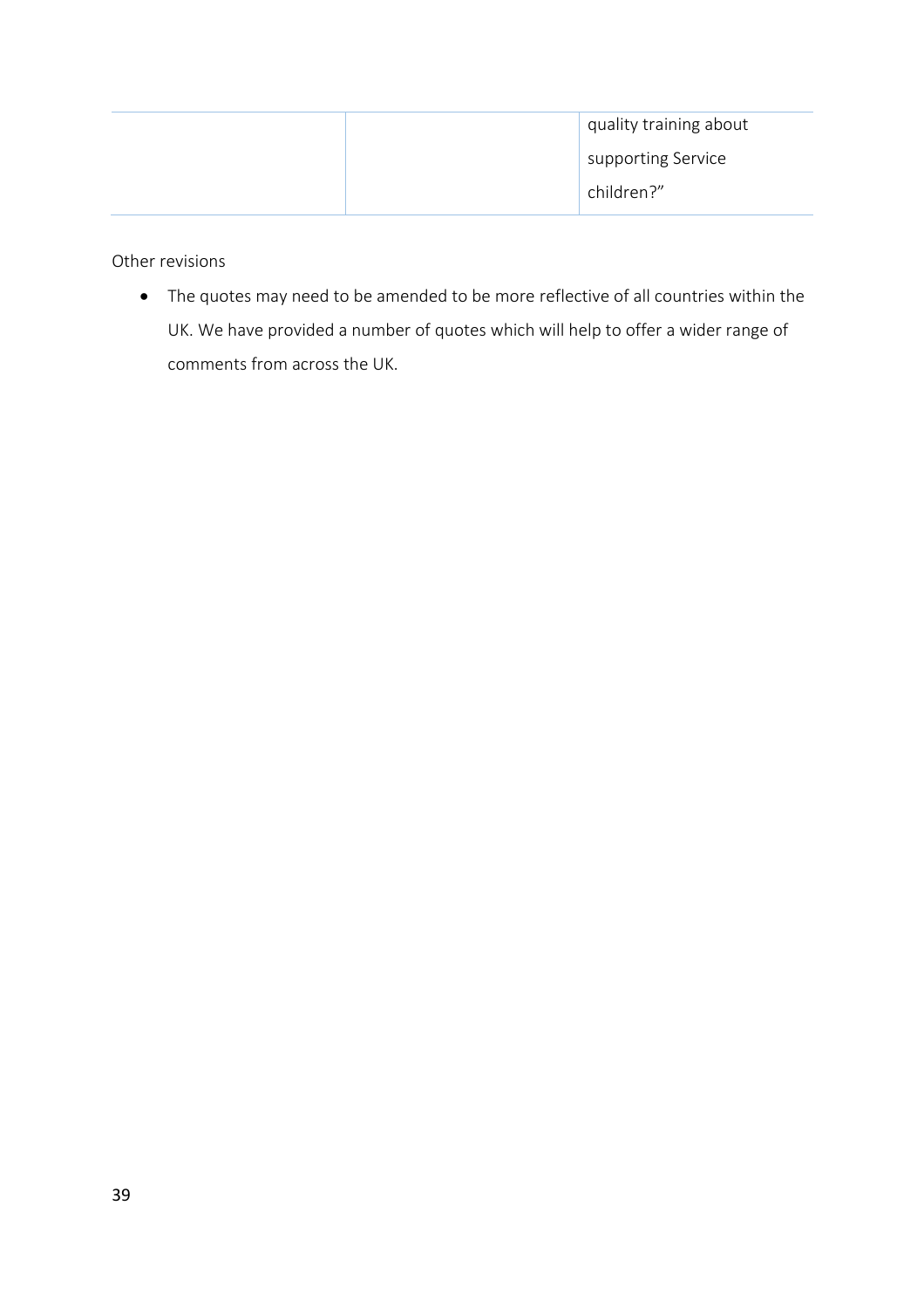| | | |
|---|---|---|
| | | quality training about supporting Service children?” |

Other revisions

- The quotes may need to be amended to be more reflective of all countries within the UK. We have provided a number of quotes which will help to offer a wider range of comments from across the UK.